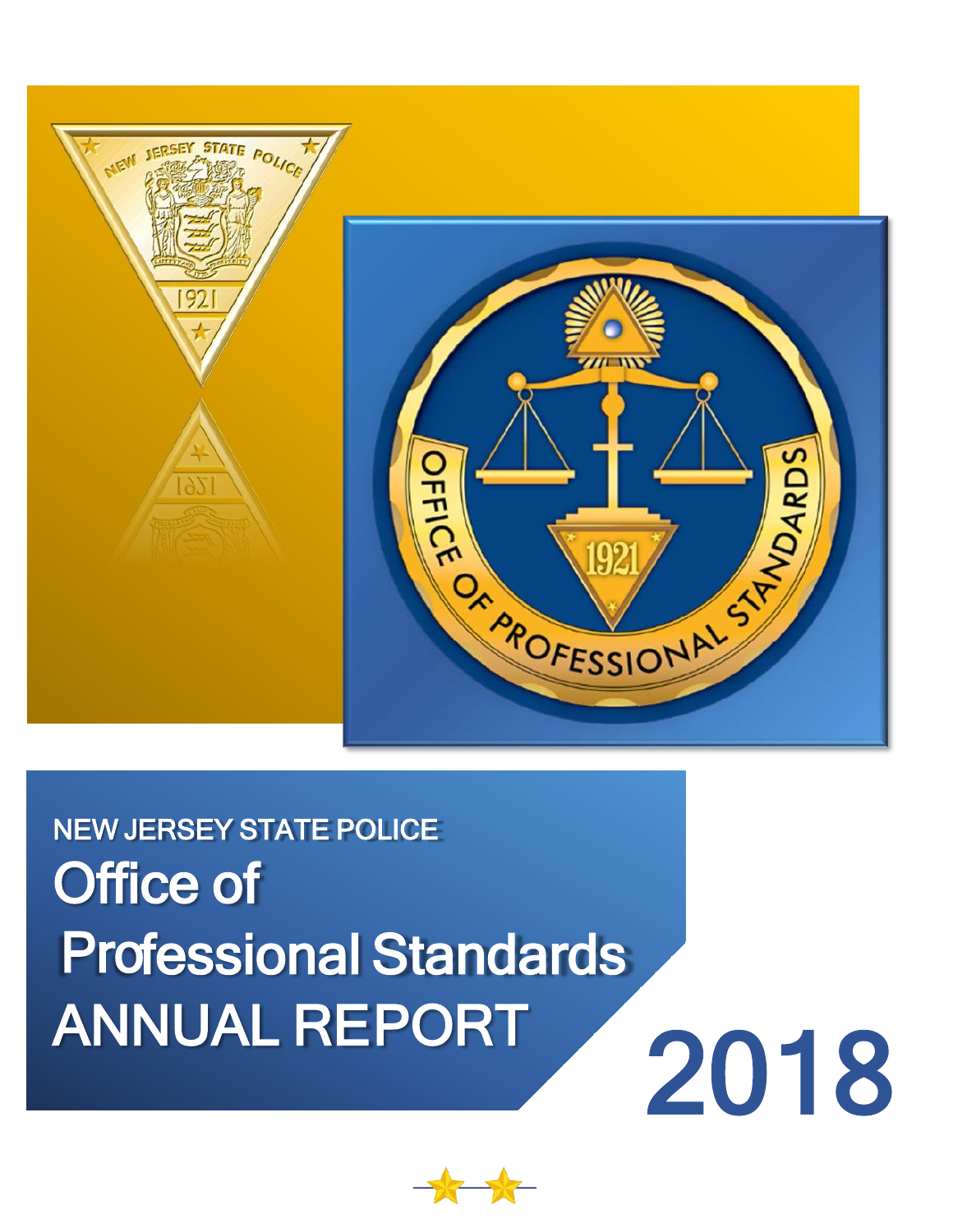NEW JERSEY STATE POLICE

# Office of Professional Standards ANNUAL REPORT

# 2018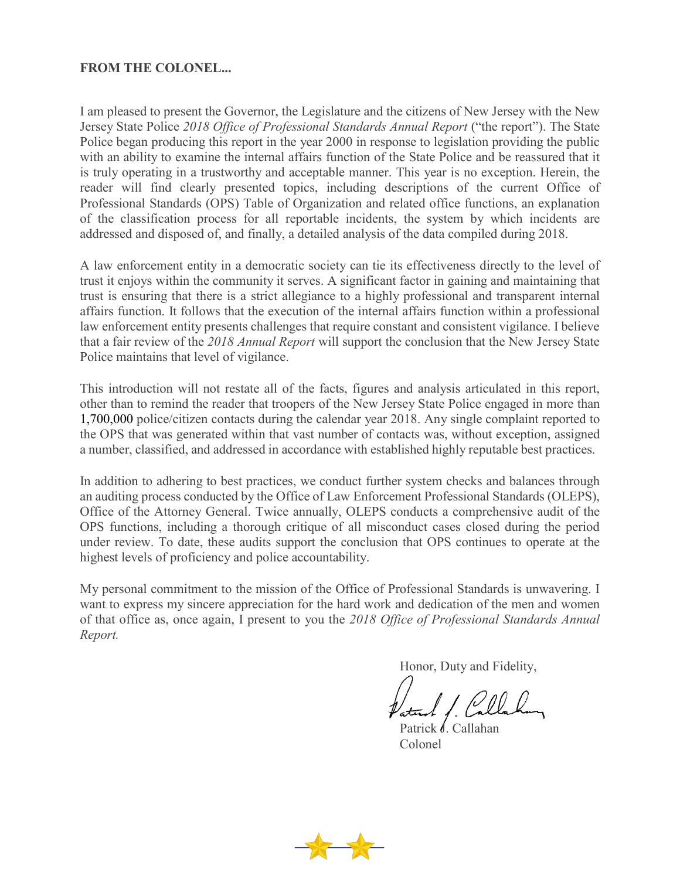**FROM THE COLONEL...**

I am pleased to present the Governor, the Legislature and the citizens of New Jersey with the New Jersey State Police *2018 Office of Professional Standards Annual Report* ("the report"). The State Police began producing this report in the year 2000 in response to legislation providing the public with an ability to examine the internal affairs function of the State Police and be reassured that it is truly operating in a trustworthy and acceptable manner. This year is no exception. Herein, the reader will find clearly presented topics, including descriptions of the current Office of Professional Standards (OPS) Table of Organization and related office functions, an explanation of the classification process for all reportable incidents, the system by which incidents are addressed and disposed of, and finally, a detailed analysis of the data compiled during 2018.

A law enforcement entity in a democratic society can tie its effectiveness directly to the level of trust it enjoys within the community it serves. A significant factor in gaining and maintaining that trust is ensuring that there is a strict allegiance to a highly professional and transparent internal affairs function. It follows that the execution of the internal affairs function within a professional law enforcement entity presents challenges that require constant and consistent vigilance. I believe that a fair review of the *2018 Annual Report* will support the conclusion that the New Jersey State Police maintains that level of vigilance.

This introduction will not restate all of the facts, figures and analysis articulated in this report, other than to remind the reader that troopers of the New Jersey State Police engaged in more than 1,700,000 police/citizen contacts during the calendar year 2018. Any single complaint reported to the OPS that was generated within that vast number of contacts was, without exception, assigned a number, classified, and addressed in accordance with established highly reputable best practices.

In addition to adhering to best practices, we conduct further system checks and balances through an auditing process conducted by the Office of Law Enforcement Professional Standards (OLEPS), Office of the Attorney General. Twice annually, OLEPS conducts a comprehensive audit of the OPS functions, including a thorough critique of all misconduct cases closed during the period under review. To date, these audits support the conclusion that OPS continues to operate at the highest levels of proficiency and police accountability.

My personal commitment to the mission of the Office of Professional Standards is unwavering. I want to express my sincere appreciation for the hard work and dedication of the men and women of that office as, once again, I present to you the *2018 Office of Professional Standards Annual Report.*

Honor, Duty and Fidelity,

Patrick J. Callahan
Colonel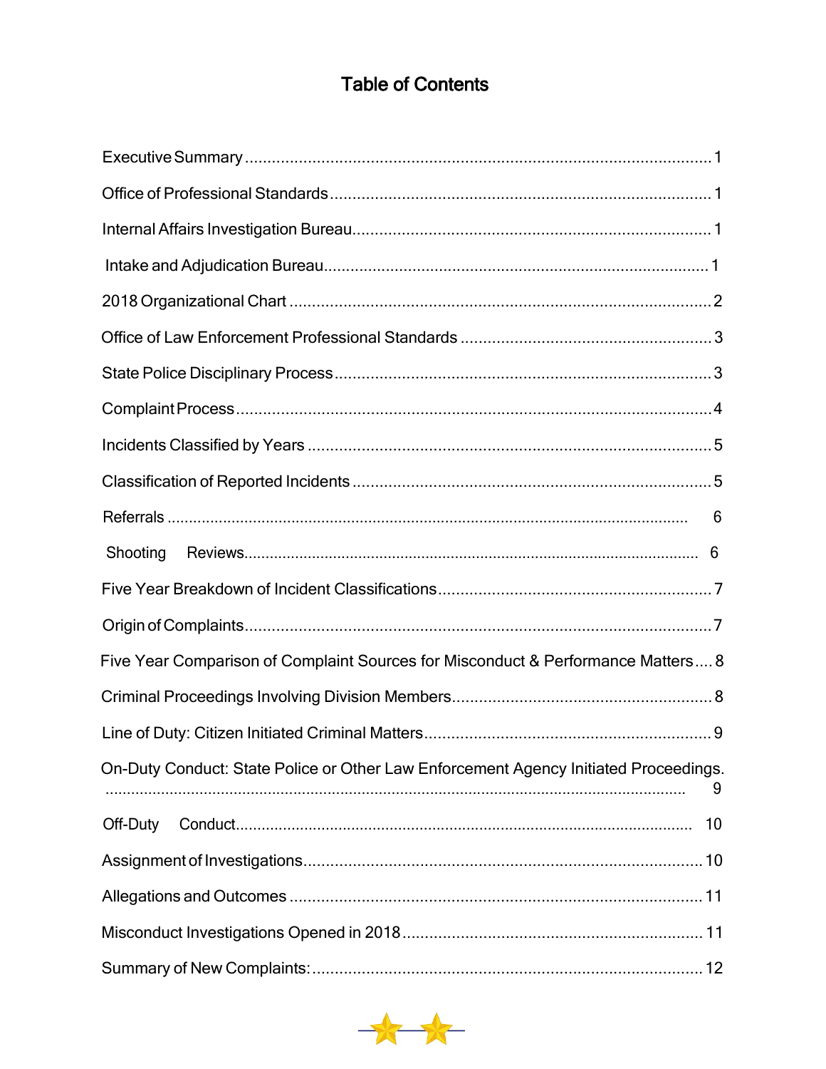# Table of Contents

| | |
|---|---|
| Executive Summary | 1 |
| Office of Professional Standards | 1 |
| Internal Affairs Investigation Bureau | 1 |
| Intake and Adjudication Bureau | 1 |
| 2018 Organizational Chart | 2 |
| Office of Law Enforcement Professional Standards | 3 |
| State Police Disciplinary Process | 3 |
| Complaint Process | 4 |
| Incidents Classified by Years | 5 |
| Classification of Reported Incidents | 5 |
| Referrals | 6 |
| Shooting Reviews | 6 |
| Five Year Breakdown of Incident Classifications | 7 |
| Origin of Complaints | 7 |
| Five Year Comparison of Complaint Sources for Misconduct & Performance Matters | 8 |
| Criminal Proceedings Involving Division Members | 8 |
| Line of Duty: Citizen Initiated Criminal Matters | 9 |
| On-Duty Conduct: State Police or Other Law Enforcement Agency Initiated Proceedings. | 9 |
| Off-Duty Conduct | 10 |
| Assignment of Investigations | 10 |
| Allegations and Outcomes | 11 |
| Misconduct Investigations Opened in 2018 | 11 |
| Summary of New Complaints: | 12 |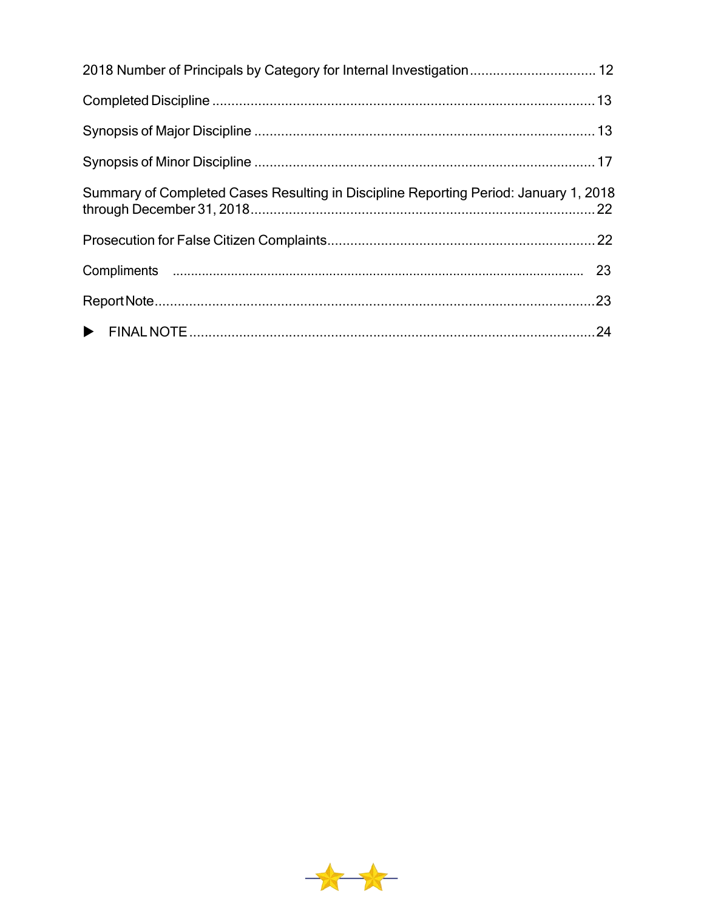2018 Number of Principals by Category for Internal Investigation................................ 12

Completed Discipline ................................................................................................ 13

Synopsis of Major Discipline ..................................................................................... 13

Synopsis of Minor Discipline ..................................................................................... 17

Summary of Completed Cases Resulting in Discipline Reporting Period: January 1, 2018 through December 31, 2018.......................................................................................... 22

Prosecution for False Citizen Complaints..................................................................... 22

Compliments ............................................................................................................. 23

Report Note................................................................................................................ 23

▶ FINAL NOTE ........................................................................................................ 24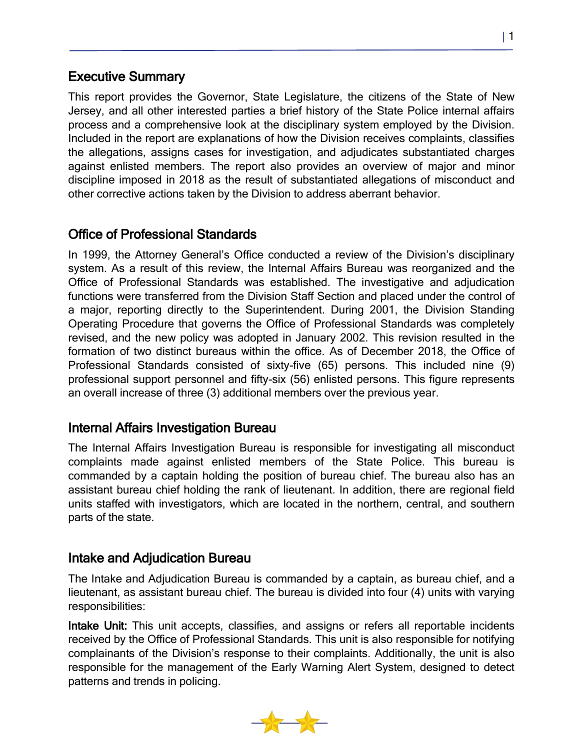## Executive Summary

This report provides the Governor, State Legislature, the citizens of the State of New Jersey, and all other interested parties a brief history of the State Police internal affairs process and a comprehensive look at the disciplinary system employed by the Division. Included in the report are explanations of how the Division receives complaints, classifies the allegations, assigns cases for investigation, and adjudicates substantiated charges against enlisted members. The report also provides an overview of major and minor discipline imposed in 2018 as the result of substantiated allegations of misconduct and other corrective actions taken by the Division to address aberrant behavior.

## Office of Professional Standards

In 1999, the Attorney General's Office conducted a review of the Division's disciplinary system. As a result of this review, the Internal Affairs Bureau was reorganized and the Office of Professional Standards was established. The investigative and adjudication functions were transferred from the Division Staff Section and placed under the control of a major, reporting directly to the Superintendent. During 2001, the Division Standing Operating Procedure that governs the Office of Professional Standards was completely revised, and the new policy was adopted in January 2002. This revision resulted in the formation of two distinct bureaus within the office. As of December 2018, the Office of Professional Standards consisted of sixty-five (65) persons. This included nine (9) professional support personnel and fifty-six (56) enlisted persons. This figure represents an overall increase of three (3) additional members over the previous year.

## Internal Affairs Investigation Bureau

The Internal Affairs Investigation Bureau is responsible for investigating all misconduct complaints made against enlisted members of the State Police. This bureau is commanded by a captain holding the position of bureau chief. The bureau also has an assistant bureau chief holding the rank of lieutenant. In addition, there are regional field units staffed with investigators, which are located in the northern, central, and southern parts of the state.

## Intake and Adjudication Bureau

The Intake and Adjudication Bureau is commanded by a captain, as bureau chief, and a lieutenant, as assistant bureau chief. The bureau is divided into four (4) units with varying responsibilities:

**Intake Unit:** This unit accepts, classifies, and assigns or refers all reportable incidents received by the Office of Professional Standards. This unit is also responsible for notifying complainants of the Division's response to their complaints. Additionally, the unit is also responsible for the management of the Early Warning Alert System, designed to detect patterns and trends in policing.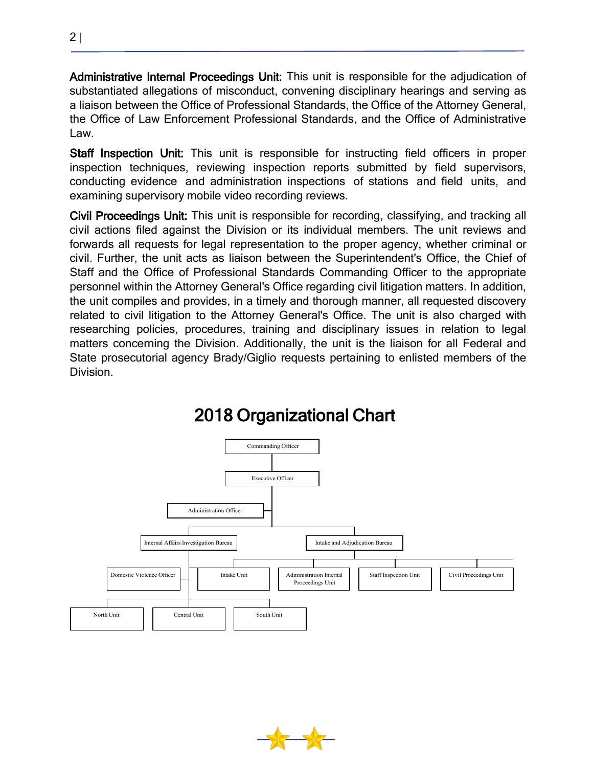**Administrative Internal Proceedings Unit:** This unit is responsible for the adjudication of substantiated allegations of misconduct, convening disciplinary hearings and serving as a liaison between the Office of Professional Standards, the Office of the Attorney General, the Office of Law Enforcement Professional Standards, and the Office of Administrative Law.

**Staff Inspection Unit:** This unit is responsible for instructing field officers in proper inspection techniques, reviewing inspection reports submitted by field supervisors, conducting evidence and administration inspections of stations and field units, and examining supervisory mobile video recording reviews.

**Civil Proceedings Unit:** This unit is responsible for recording, classifying, and tracking all civil actions filed against the Division or its individual members. The unit reviews and forwards all requests for legal representation to the proper agency, whether criminal or civil. Further, the unit acts as liaison between the Superintendent's Office, the Chief of Staff and the Office of Professional Standards Commanding Officer to the appropriate personnel within the Attorney General's Office regarding civil litigation matters. In addition, the unit compiles and provides, in a timely and thorough manner, all requested discovery related to civil litigation to the Attorney General's Office. The unit is also charged with researching policies, procedures, training and disciplinary issues in relation to legal matters concerning the Division. Additionally, the unit is the liaison for all Federal and State prosecutorial agency Brady/Giglio requests pertaining to enlisted members of the Division.

## 2018 Organizational Chart

- Commanding Officer
  - Executive Officer
    - Administration Officer
    - Internal Affairs Investigation Bureau
      - Domestic Violence Officer
      - North Unit
      - Central Unit
      - South Unit
    - Intake and Adjudication Bureau
      - Intake Unit
      - Administration Internal Proceedings Unit
      - Staff Inspection Unit
      - Civil Proceedings Unit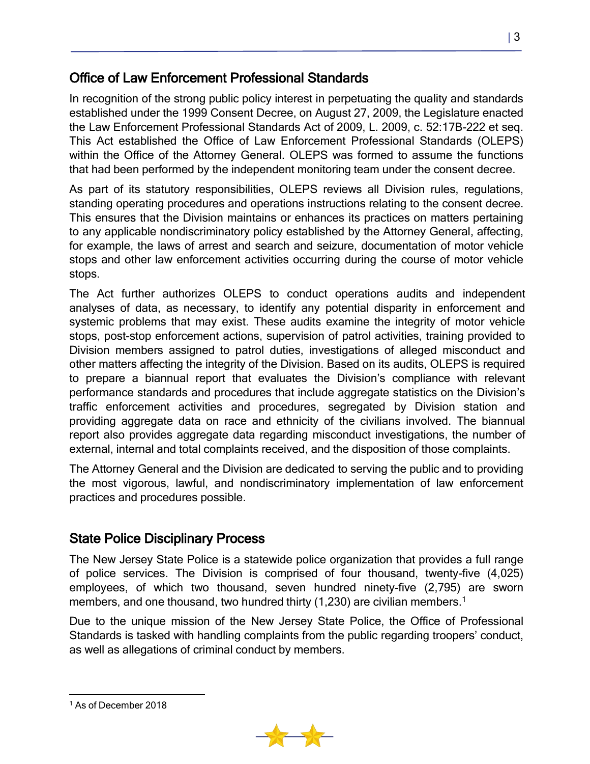## Office of Law Enforcement Professional Standards

In recognition of the strong public policy interest in perpetuating the quality and standards established under the 1999 Consent Decree, on August 27, 2009, the Legislature enacted the Law Enforcement Professional Standards Act of 2009, L. 2009, c. 52:17B-222 et seq. This Act established the Office of Law Enforcement Professional Standards (OLEPS) within the Office of the Attorney General. OLEPS was formed to assume the functions that had been performed by the independent monitoring team under the consent decree.

As part of its statutory responsibilities, OLEPS reviews all Division rules, regulations, standing operating procedures and operations instructions relating to the consent decree. This ensures that the Division maintains or enhances its practices on matters pertaining to any applicable nondiscriminatory policy established by the Attorney General, affecting, for example, the laws of arrest and search and seizure, documentation of motor vehicle stops and other law enforcement activities occurring during the course of motor vehicle stops.

The Act further authorizes OLEPS to conduct operations audits and independent analyses of data, as necessary, to identify any potential disparity in enforcement and systemic problems that may exist. These audits examine the integrity of motor vehicle stops, post-stop enforcement actions, supervision of patrol activities, training provided to Division members assigned to patrol duties, investigations of alleged misconduct and other matters affecting the integrity of the Division. Based on its audits, OLEPS is required to prepare a biannual report that evaluates the Division's compliance with relevant performance standards and procedures that include aggregate statistics on the Division's traffic enforcement activities and procedures, segregated by Division station and providing aggregate data on race and ethnicity of the civilians involved. The biannual report also provides aggregate data regarding misconduct investigations, the number of external, internal and total complaints received, and the disposition of those complaints.

The Attorney General and the Division are dedicated to serving the public and to providing the most vigorous, lawful, and nondiscriminatory implementation of law enforcement practices and procedures possible.

## State Police Disciplinary Process

The New Jersey State Police is a statewide police organization that provides a full range of police services. The Division is comprised of four thousand, twenty-five (4,025) employees, of which two thousand, seven hundred ninety-five (2,795) are sworn members, and one thousand, two hundred thirty (1,230) are civilian members.[1]

Due to the unique mission of the New Jersey State Police, the Office of Professional Standards is tasked with handling complaints from the public regarding troopers' conduct, as well as allegations of criminal conduct by members.

[1] As of December 2018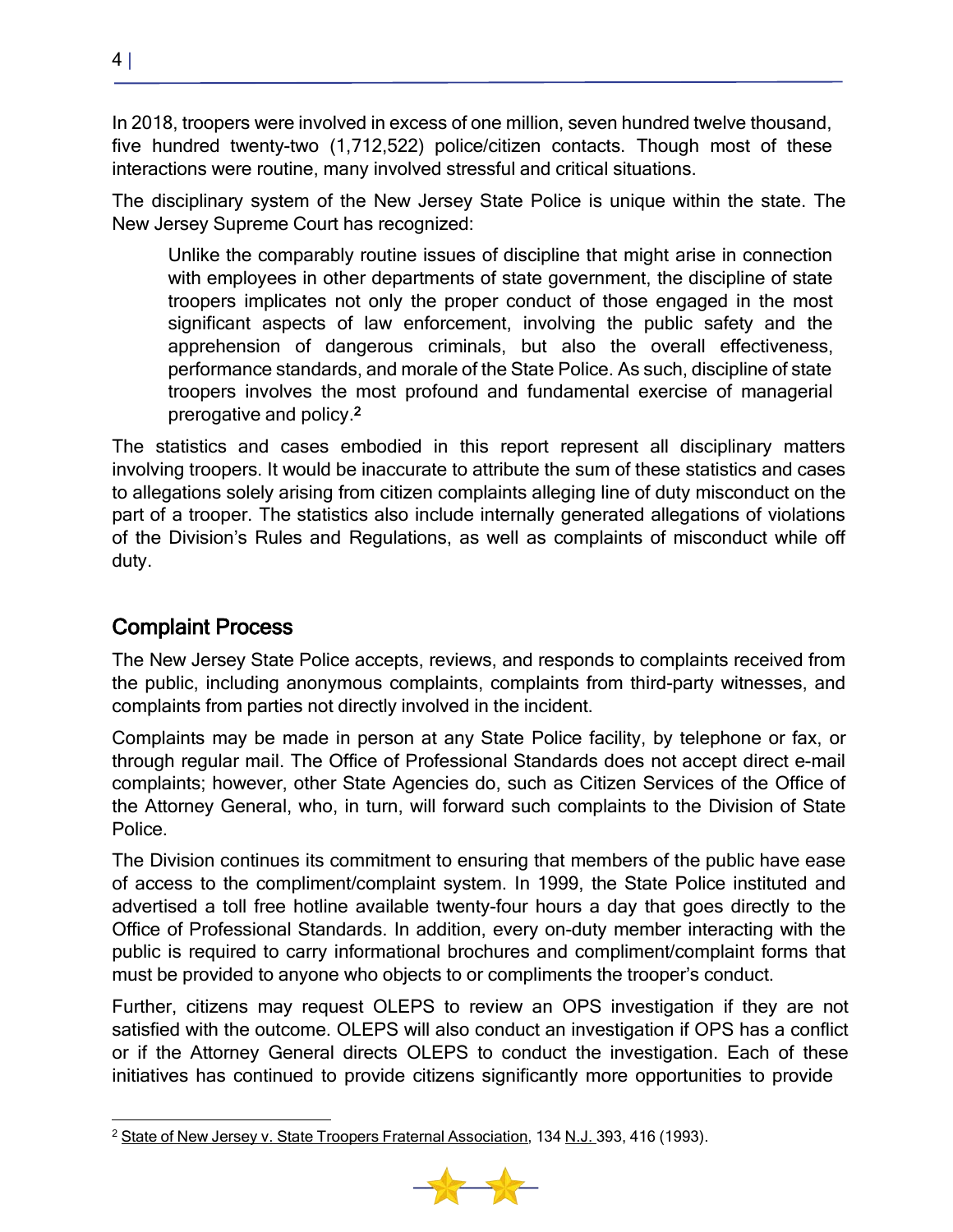In 2018, troopers were involved in excess of one million, seven hundred twelve thousand, five hundred twenty-two (1,712,522) police/citizen contacts. Though most of these interactions were routine, many involved stressful and critical situations.

The disciplinary system of the New Jersey State Police is unique within the state. The New Jersey Supreme Court has recognized:

> Unlike the comparably routine issues of discipline that might arise in connection with employees in other departments of state government, the discipline of state troopers implicates not only the proper conduct of those engaged in the most significant aspects of law enforcement, involving the public safety and the apprehension of dangerous criminals, but also the overall effectiveness, performance standards, and morale of the State Police. As such, discipline of state troopers involves the most profound and fundamental exercise of managerial prerogative and policy.[2]

The statistics and cases embodied in this report represent all disciplinary matters involving troopers. It would be inaccurate to attribute the sum of these statistics and cases to allegations solely arising from citizen complaints alleging line of duty misconduct on the part of a trooper. The statistics also include internally generated allegations of violations of the Division's Rules and Regulations, as well as complaints of misconduct while off duty.

## Complaint Process

The New Jersey State Police accepts, reviews, and responds to complaints received from the public, including anonymous complaints, complaints from third-party witnesses, and complaints from parties not directly involved in the incident.

Complaints may be made in person at any State Police facility, by telephone or fax, or through regular mail. The Office of Professional Standards does not accept direct e-mail complaints; however, other State Agencies do, such as Citizen Services of the Office of the Attorney General, who, in turn, will forward such complaints to the Division of State Police.

The Division continues its commitment to ensuring that members of the public have ease of access to the compliment/complaint system. In 1999, the State Police instituted and advertised a toll free hotline available twenty-four hours a day that goes directly to the Office of Professional Standards. In addition, every on-duty member interacting with the public is required to carry informational brochures and compliment/complaint forms that must be provided to anyone who objects to or compliments the trooper's conduct.

Further, citizens may request OLEPS to review an OPS investigation if they are not satisfied with the outcome. OLEPS will also conduct an investigation if OPS has a conflict or if the Attorney General directs OLEPS to conduct the investigation. Each of these initiatives has continued to provide citizens significantly more opportunities to provide

---

[2] State of New Jersey v. State Troopers Fraternal Association, 134 N.J. 393, 416 (1993).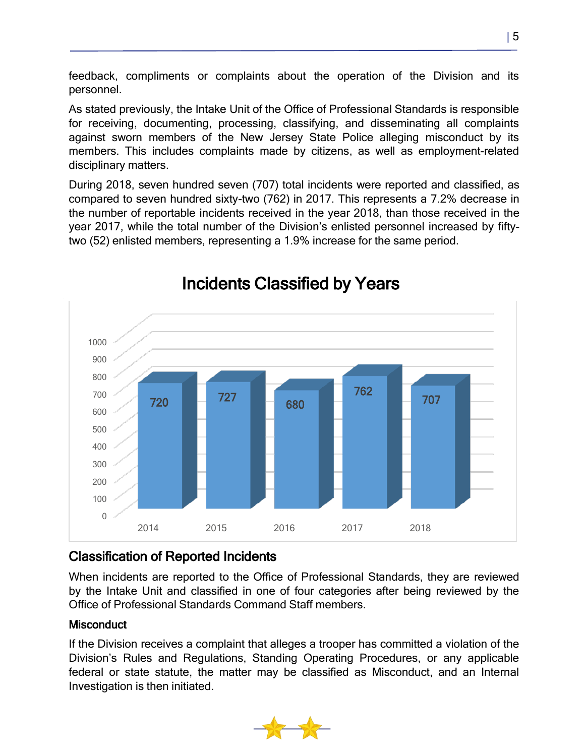feedback, compliments or complaints about the operation of the Division and its personnel.

As stated previously, the Intake Unit of the Office of Professional Standards is responsible for receiving, documenting, processing, classifying, and disseminating all complaints against sworn members of the New Jersey State Police alleging misconduct by its members. This includes complaints made by citizens, as well as employment-related disciplinary matters.

During 2018, seven hundred seven (707) total incidents were reported and classified, as compared to seven hundred sixty-two (762) in 2017. This represents a 7.2% decrease in the number of reportable incidents received in the year 2018, than those received in the year 2017, while the total number of the Division's enlisted personnel increased by fifty-two (52) enlisted members, representing a 1.9% increase for the same period.

## Incidents Classified by Years

| Year | Incidents |
|---|---|
| 2014 | 720 |
| 2015 | 727 |
| 2016 | 680 |
| 2017 | 762 |
| 2018 | 707 |

## Classification of Reported Incidents

When incidents are reported to the Office of Professional Standards, they are reviewed by the Intake Unit and classified in one of four categories after being reviewed by the Office of Professional Standards Command Staff members.

### Misconduct

If the Division receives a complaint that alleges a trooper has committed a violation of the Division's Rules and Regulations, Standing Operating Procedures, or any applicable federal or state statute, the matter may be classified as Misconduct, and an Internal Investigation is then initiated.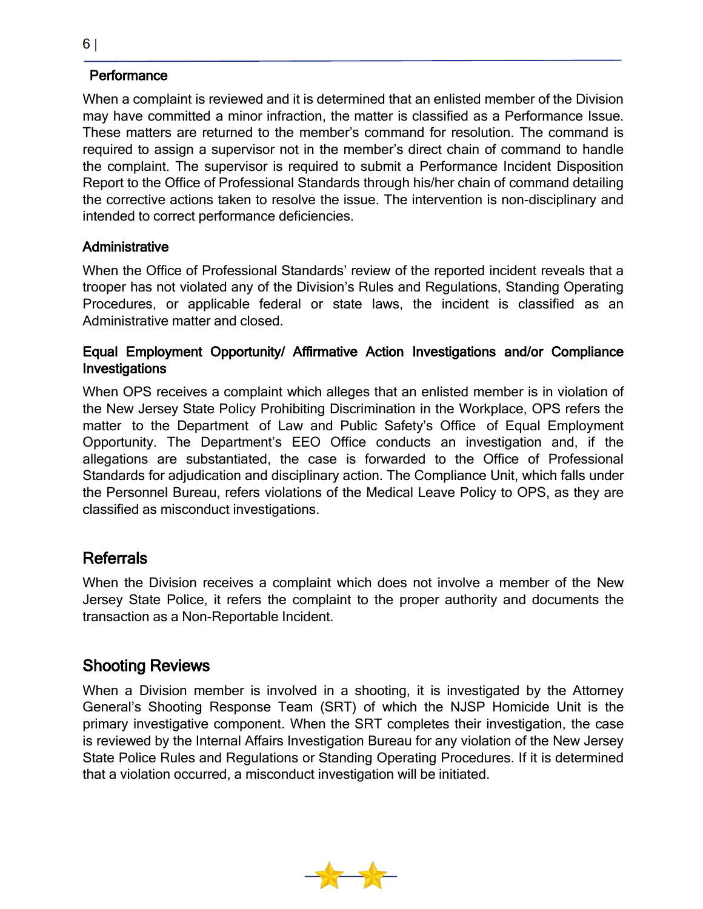### Performance

When a complaint is reviewed and it is determined that an enlisted member of the Division may have committed a minor infraction, the matter is classified as a Performance Issue. These matters are returned to the member's command for resolution. The command is required to assign a supervisor not in the member's direct chain of command to handle the complaint. The supervisor is required to submit a Performance Incident Disposition Report to the Office of Professional Standards through his/her chain of command detailing the corrective actions taken to resolve the issue. The intervention is non-disciplinary and intended to correct performance deficiencies.

### Administrative

When the Office of Professional Standards' review of the reported incident reveals that a trooper has not violated any of the Division's Rules and Regulations, Standing Operating Procedures, or applicable federal or state laws, the incident is classified as an Administrative matter and closed.

### Equal Employment Opportunity/ Affirmative Action Investigations and/or Compliance Investigations

When OPS receives a complaint which alleges that an enlisted member is in violation of the New Jersey State Policy Prohibiting Discrimination in the Workplace, OPS refers the matter to the Department of Law and Public Safety's Office of Equal Employment Opportunity. The Department's EEO Office conducts an investigation and, if the allegations are substantiated, the case is forwarded to the Office of Professional Standards for adjudication and disciplinary action. The Compliance Unit, which falls under the Personnel Bureau, refers violations of the Medical Leave Policy to OPS, as they are classified as misconduct investigations.

## Referrals

When the Division receives a complaint which does not involve a member of the New Jersey State Police, it refers the complaint to the proper authority and documents the transaction as a Non-Reportable Incident.

## Shooting Reviews

When a Division member is involved in a shooting, it is investigated by the Attorney General's Shooting Response Team (SRT) of which the NJSP Homicide Unit is the primary investigative component. When the SRT completes their investigation, the case is reviewed by the Internal Affairs Investigation Bureau for any violation of the New Jersey State Police Rules and Regulations or Standing Operating Procedures. If it is determined that a violation occurred, a misconduct investigation will be initiated.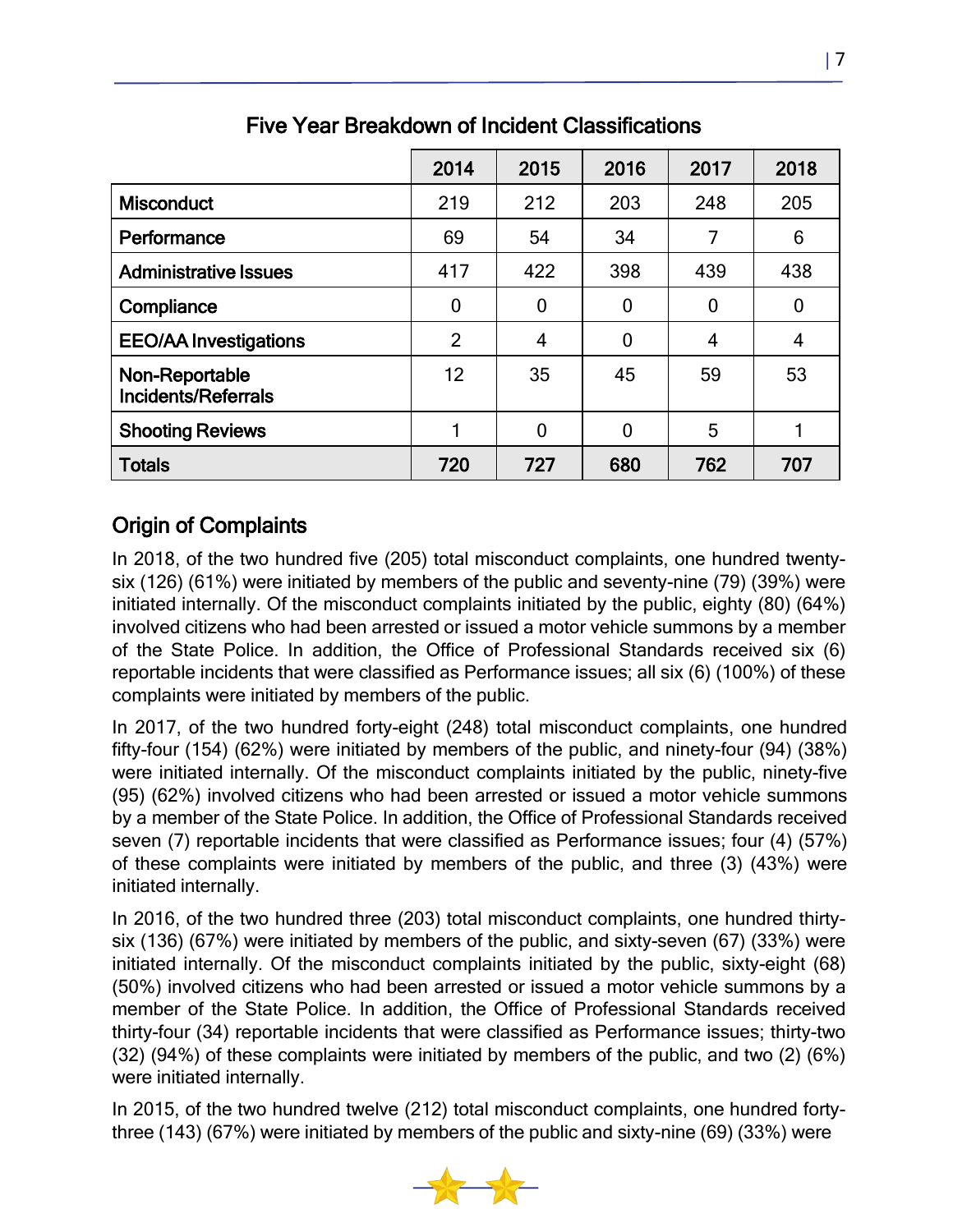## Five Year Breakdown of Incident Classifications

| | 2014 | 2015 | 2016 | 2017 | 2018 |
|---|---|---|---|---|---|
| **Misconduct** | 219 | 212 | 203 | 248 | 205 |
| **Performance** | 69 | 54 | 34 | 7 | 6 |
| **Administrative Issues** | 417 | 422 | 398 | 439 | 438 |
| **Compliance** | 0 | 0 | 0 | 0 | 0 |
| **EEO/AA Investigations** | 2 | 4 | 0 | 4 | 4 |
| **Non-Reportable Incidents/Referrals** | 12 | 35 | 45 | 59 | 53 |
| **Shooting Reviews** | 1 | 0 | 0 | 5 | 1 |
| **Totals** | **720** | **727** | **680** | **762** | **707** |

## Origin of Complaints

In 2018, of the two hundred five (205) total misconduct complaints, one hundred twenty-six (126) (61%) were initiated by members of the public and seventy-nine (79) (39%) were initiated internally. Of the misconduct complaints initiated by the public, eighty (80) (64%) involved citizens who had been arrested or issued a motor vehicle summons by a member of the State Police. In addition, the Office of Professional Standards received six (6) reportable incidents that were classified as Performance issues; all six (6) (100%) of these complaints were initiated by members of the public.

In 2017, of the two hundred forty-eight (248) total misconduct complaints, one hundred fifty-four (154) (62%) were initiated by members of the public, and ninety-four (94) (38%) were initiated internally. Of the misconduct complaints initiated by the public, ninety-five (95) (62%) involved citizens who had been arrested or issued a motor vehicle summons by a member of the State Police. In addition, the Office of Professional Standards received seven (7) reportable incidents that were classified as Performance issues; four (4) (57%) of these complaints were initiated by members of the public, and three (3) (43%) were initiated internally.

In 2016, of the two hundred three (203) total misconduct complaints, one hundred thirty-six (136) (67%) were initiated by members of the public, and sixty-seven (67) (33%) were initiated internally. Of the misconduct complaints initiated by the public, sixty-eight (68) (50%) involved citizens who had been arrested or issued a motor vehicle summons by a member of the State Police. In addition, the Office of Professional Standards received thirty-four (34) reportable incidents that were classified as Performance issues; thirty-two (32) (94%) of these complaints were initiated by members of the public, and two (2) (6%) were initiated internally.

In 2015, of the two hundred twelve (212) total misconduct complaints, one hundred forty-three (143) (67%) were initiated by members of the public and sixty-nine (69) (33%) were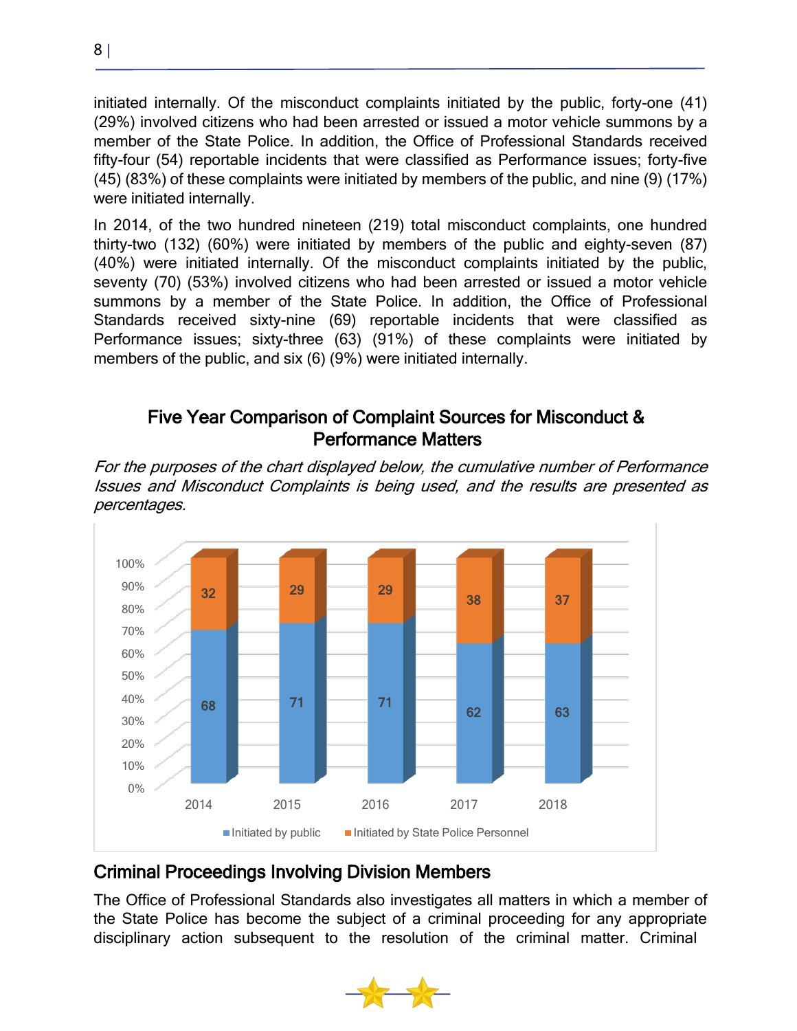initiated internally. Of the misconduct complaints initiated by the public, forty-one (41) (29%) involved citizens who had been arrested or issued a motor vehicle summons by a member of the State Police. In addition, the Office of Professional Standards received fifty-four (54) reportable incidents that were classified as Performance issues; forty-five (45) (83%) of these complaints were initiated by members of the public, and nine (9) (17%) were initiated internally.

In 2014, of the two hundred nineteen (219) total misconduct complaints, one hundred thirty-two (132) (60%) were initiated by members of the public and eighty-seven (87) (40%) were initiated internally. Of the misconduct complaints initiated by the public, seventy (70) (53%) involved citizens who had been arrested or issued a motor vehicle summons by a member of the State Police. In addition, the Office of Professional Standards received sixty-nine (69) reportable incidents that were classified as Performance issues; sixty-three (63) (91%) of these complaints were initiated by members of the public, and six (6) (9%) were initiated internally.

## Five Year Comparison of Complaint Sources for Misconduct & Performance Matters

*For the purposes of the chart displayed below, the cumulative number of Performance Issues and Misconduct Complaints is being used, and the results are presented as percentages.*

| Year | Initiated by public | Initiated by State Police Personnel |
|---|---|---|
| 2014 | 68 | 32 |
| 2015 | 71 | 29 |
| 2016 | 71 | 29 |
| 2017 | 62 | 38 |
| 2018 | 63 | 37 |

## Criminal Proceedings Involving Division Members

The Office of Professional Standards also investigates all matters in which a member of the State Police has become the subject of a criminal proceeding for any appropriate disciplinary action subsequent to the resolution of the criminal matter. Criminal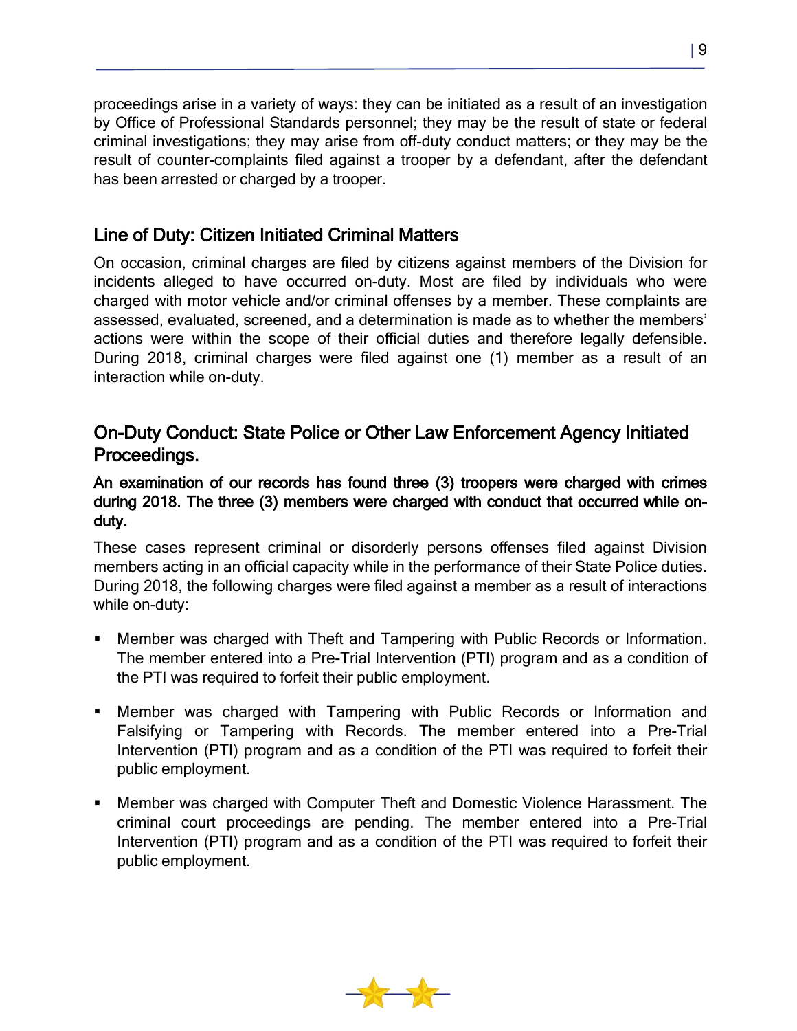proceedings arise in a variety of ways: they can be initiated as a result of an investigation by Office of Professional Standards personnel; they may be the result of state or federal criminal investigations; they may arise from off-duty conduct matters; or they may be the result of counter-complaints filed against a trooper by a defendant, after the defendant has been arrested or charged by a trooper.

## Line of Duty: Citizen Initiated Criminal Matters

On occasion, criminal charges are filed by citizens against members of the Division for incidents alleged to have occurred on-duty. Most are filed by individuals who were charged with motor vehicle and/or criminal offenses by a member. These complaints are assessed, evaluated, screened, and a determination is made as to whether the members' actions were within the scope of their official duties and therefore legally defensible. During 2018, criminal charges were filed against one (1) member as a result of an interaction while on-duty.

## On-Duty Conduct: State Police or Other Law Enforcement Agency Initiated Proceedings.

**An examination of our records has found three (3) troopers were charged with crimes during 2018. The three (3) members were charged with conduct that occurred while on-duty.**

These cases represent criminal or disorderly persons offenses filed against Division members acting in an official capacity while in the performance of their State Police duties. During 2018, the following charges were filed against a member as a result of interactions while on-duty:

- Member was charged with Theft and Tampering with Public Records or Information. The member entered into a Pre-Trial Intervention (PTI) program and as a condition of the PTI was required to forfeit their public employment.
- Member was charged with Tampering with Public Records or Information and Falsifying or Tampering with Records. The member entered into a Pre-Trial Intervention (PTI) program and as a condition of the PTI was required to forfeit their public employment.
- Member was charged with Computer Theft and Domestic Violence Harassment. The criminal court proceedings are pending. The member entered into a Pre-Trial Intervention (PTI) program and as a condition of the PTI was required to forfeit their public employment.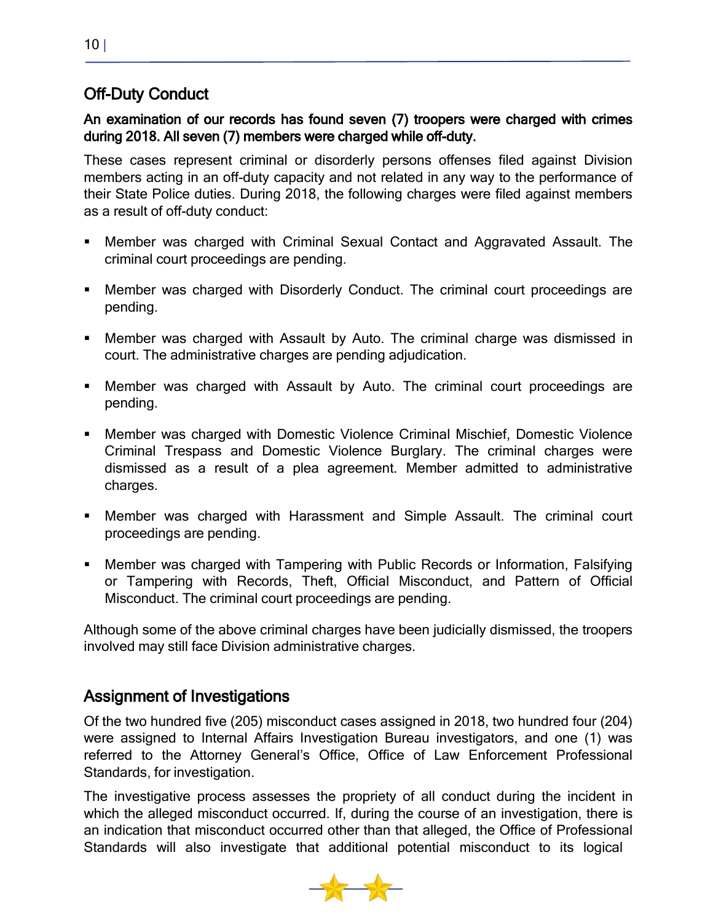## Off-Duty Conduct

**An examination of our records has found seven (7) troopers were charged with crimes during 2018. All seven (7) members were charged while off-duty.**

These cases represent criminal or disorderly persons offenses filed against Division members acting in an off-duty capacity and not related in any way to the performance of their State Police duties. During 2018, the following charges were filed against members as a result of off-duty conduct:

- Member was charged with Criminal Sexual Contact and Aggravated Assault. The criminal court proceedings are pending.
- Member was charged with Disorderly Conduct. The criminal court proceedings are pending.
- Member was charged with Assault by Auto. The criminal charge was dismissed in court. The administrative charges are pending adjudication.
- Member was charged with Assault by Auto. The criminal court proceedings are pending.
- Member was charged with Domestic Violence Criminal Mischief, Domestic Violence Criminal Trespass and Domestic Violence Burglary. The criminal charges were dismissed as a result of a plea agreement. Member admitted to administrative charges.
- Member was charged with Harassment and Simple Assault. The criminal court proceedings are pending.
- Member was charged with Tampering with Public Records or Information, Falsifying or Tampering with Records, Theft, Official Misconduct, and Pattern of Official Misconduct. The criminal court proceedings are pending.

Although some of the above criminal charges have been judicially dismissed, the troopers involved may still face Division administrative charges.

## Assignment of Investigations

Of the two hundred five (205) misconduct cases assigned in 2018, two hundred four (204) were assigned to Internal Affairs Investigation Bureau investigators, and one (1) was referred to the Attorney General's Office, Office of Law Enforcement Professional Standards, for investigation.

The investigative process assesses the propriety of all conduct during the incident in which the alleged misconduct occurred. If, during the course of an investigation, there is an indication that misconduct occurred other than that alleged, the Office of Professional Standards will also investigate that additional potential misconduct to its logical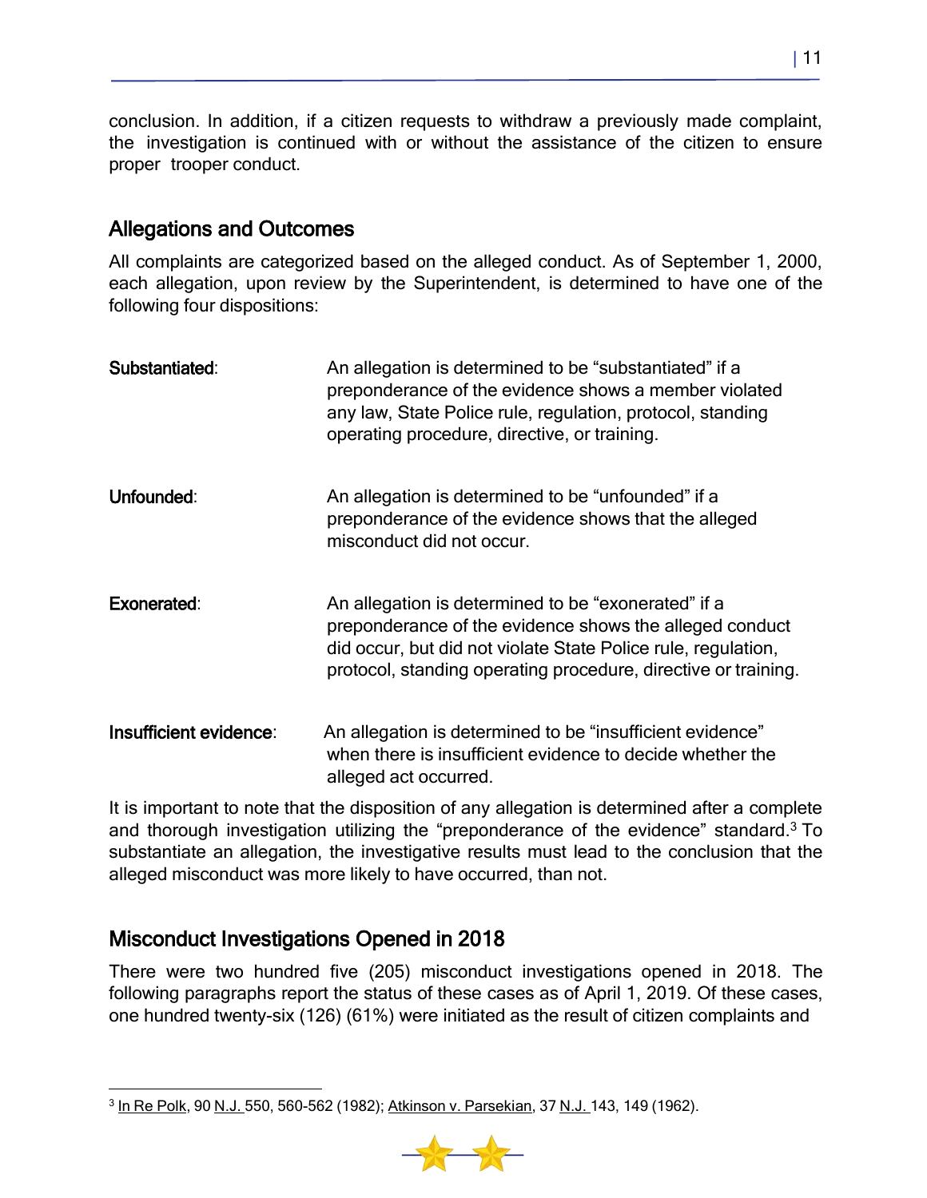conclusion. In addition, if a citizen requests to withdraw a previously made complaint, the investigation is continued with or without the assistance of the citizen to ensure proper trooper conduct.

## Allegations and Outcomes

All complaints are categorized based on the alleged conduct. As of September 1, 2000, each allegation, upon review by the Superintendent, is determined to have one of the following four dispositions:

**Substantiated**: An allegation is determined to be "substantiated" if a preponderance of the evidence shows a member violated any law, State Police rule, regulation, protocol, standing operating procedure, directive, or training.

**Unfounded**: An allegation is determined to be "unfounded" if a preponderance of the evidence shows that the alleged misconduct did not occur.

**Exonerated**: An allegation is determined to be "exonerated" if a preponderance of the evidence shows the alleged conduct did occur, but did not violate State Police rule, regulation, protocol, standing operating procedure, directive or training.

**Insufficient evidence**: An allegation is determined to be "insufficient evidence" when there is insufficient evidence to decide whether the alleged act occurred.

It is important to note that the disposition of any allegation is determined after a complete and thorough investigation utilizing the "preponderance of the evidence" standard.[3] To substantiate an allegation, the investigative results must lead to the conclusion that the alleged misconduct was more likely to have occurred, than not.

## Misconduct Investigations Opened in 2018

There were two hundred five (205) misconduct investigations opened in 2018. The following paragraphs report the status of these cases as of April 1, 2019. Of these cases, one hundred twenty-six (126) (61%) were initiated as the result of citizen complaints and

---

[3] In Re Polk, 90 N.J. 550, 560-562 (1982); Atkinson v. Parsekian, 37 N.J. 143, 149 (1962).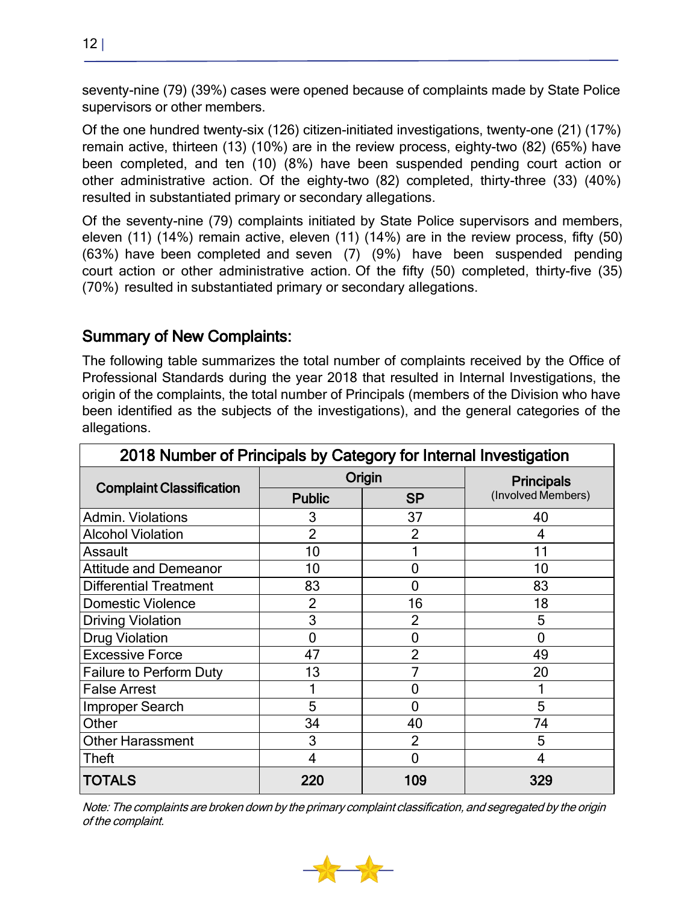seventy-nine (79) (39%) cases were opened because of complaints made by State Police supervisors or other members.

Of the one hundred twenty-six (126) citizen-initiated investigations, twenty-one (21) (17%) remain active, thirteen (13) (10%) are in the review process, eighty-two (82) (65%) have been completed, and ten (10) (8%) have been suspended pending court action or other administrative action. Of the eighty-two (82) completed, thirty-three (33) (40%) resulted in substantiated primary or secondary allegations.

Of the seventy-nine (79) complaints initiated by State Police supervisors and members, eleven (11) (14%) remain active, eleven (11) (14%) are in the review process, fifty (50) (63%) have been completed and seven (7) (9%) have been suspended pending court action or other administrative action. Of the fifty (50) completed, thirty-five (35) (70%) resulted in substantiated primary or secondary allegations.

## Summary of New Complaints:

The following table summarizes the total number of complaints received by the Office of Professional Standards during the year 2018 that resulted in Internal Investigations, the origin of the complaints, the total number of Principals (members of the Division who have been identified as the subjects of the investigations), and the general categories of the allegations.

**2018 Number of Principals by Category for Internal Investigation**

| Complaint Classification | Origin | | Principals (Involved Members) |
|---|---|---|---|
| | Public | SP | |
| Admin. Violations | 3 | 37 | 40 |
| Alcohol Violation | 2 | 2 | 4 |
| Assault | 10 | 1 | 11 |
| Attitude and Demeanor | 10 | 0 | 10 |
| Differential Treatment | 83 | 0 | 83 |
| Domestic Violence | 2 | 16 | 18 |
| Driving Violation | 3 | 2 | 5 |
| Drug Violation | 0 | 0 | 0 |
| Excessive Force | 47 | 2 | 49 |
| Failure to Perform Duty | 13 | 7 | 20 |
| False Arrest | 1 | 0 | 1 |
| Improper Search | 5 | 0 | 5 |
| Other | 34 | 40 | 74 |
| Other Harassment | 3 | 2 | 5 |
| Theft | 4 | 0 | 4 |
| **TOTALS** | **220** | **109** | **329** |

*Note: The complaints are broken down by the primary complaint classification, and segregated by the origin of the complaint.*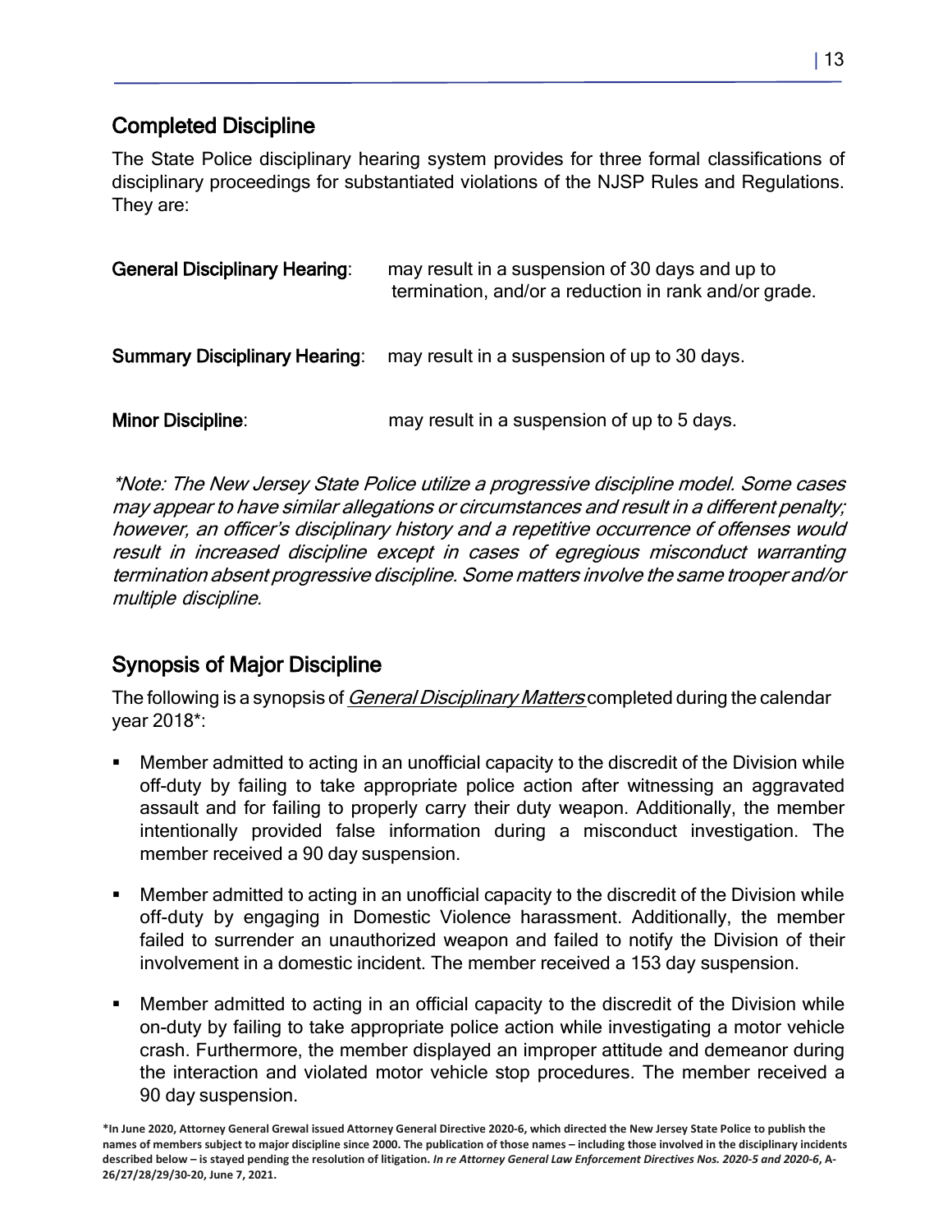## Completed Discipline

The State Police disciplinary hearing system provides for three formal classifications of disciplinary proceedings for substantiated violations of the NJSP Rules and Regulations. They are:

**General Disciplinary Hearing**: may result in a suspension of 30 days and up to termination, and/or a reduction in rank and/or grade.

**Summary Disciplinary Hearing**: may result in a suspension of up to 30 days.

**Minor Discipline**: may result in a suspension of up to 5 days.

*\*Note: The New Jersey State Police utilize a progressive discipline model. Some cases may appear to have similar allegations or circumstances and result in a different penalty; however, an officer's disciplinary history and a repetitive occurrence of offenses would result in increased discipline except in cases of egregious misconduct warranting termination absent progressive discipline. Some matters involve the same trooper and/or multiple discipline.*

## Synopsis of Major Discipline

The following is a synopsis of *General Disciplinary Matters* completed during the calendar year 2018*:

- Member admitted to acting in an unofficial capacity to the discredit of the Division while off-duty by failing to take appropriate police action after witnessing an aggravated assault and for failing to properly carry their duty weapon. Additionally, the member intentionally provided false information during a misconduct investigation. The member received a 90 day suspension.
- Member admitted to acting in an unofficial capacity to the discredit of the Division while off-duty by engaging in Domestic Violence harassment. Additionally, the member failed to surrender an unauthorized weapon and failed to notify the Division of their involvement in a domestic incident. The member received a 153 day suspension.
- Member admitted to acting in an official capacity to the discredit of the Division while on-duty by failing to take appropriate police action while investigating a motor vehicle crash. Furthermore, the member displayed an improper attitude and demeanor during the interaction and violated motor vehicle stop procedures. The member received a 90 day suspension.

**\*In June 2020, Attorney General Grewal issued Attorney General Directive 2020-6, which directed the New Jersey State Police to publish the names of members subject to major discipline since 2000. The publication of those names – including those involved in the disciplinary incidents described below – is stayed pending the resolution of litigation. *In re Attorney General Law Enforcement Directives Nos. 2020-5 and 2020-6*, A-26/27/28/29/30-20, June 7, 2021.**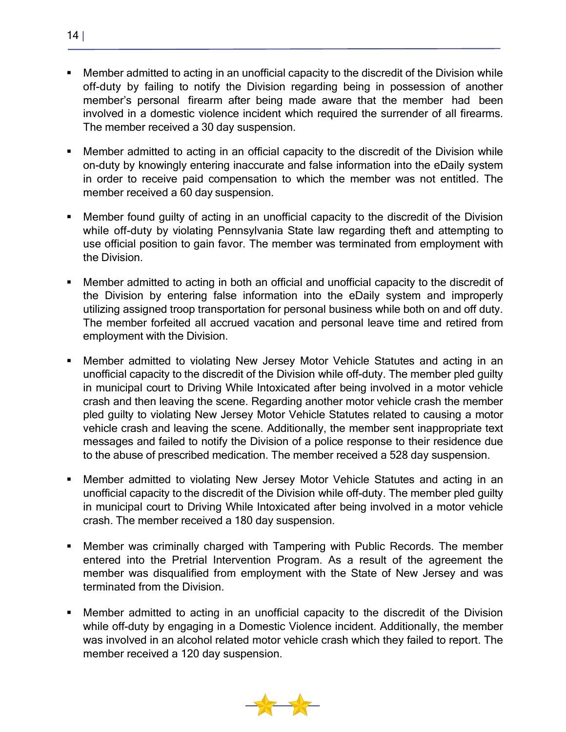- Member admitted to acting in an unofficial capacity to the discredit of the Division while off-duty by failing to notify the Division regarding being in possession of another member's personal firearm after being made aware that the member had been involved in a domestic violence incident which required the surrender of all firearms. The member received a 30 day suspension.

- Member admitted to acting in an official capacity to the discredit of the Division while on-duty by knowingly entering inaccurate and false information into the eDaily system in order to receive paid compensation to which the member was not entitled. The member received a 60 day suspension.

- Member found guilty of acting in an unofficial capacity to the discredit of the Division while off-duty by violating Pennsylvania State law regarding theft and attempting to use official position to gain favor. The member was terminated from employment with the Division.

- Member admitted to acting in both an official and unofficial capacity to the discredit of the Division by entering false information into the eDaily system and improperly utilizing assigned troop transportation for personal business while both on and off duty. The member forfeited all accrued vacation and personal leave time and retired from employment with the Division.

- Member admitted to violating New Jersey Motor Vehicle Statutes and acting in an unofficial capacity to the discredit of the Division while off-duty. The member pled guilty in municipal court to Driving While Intoxicated after being involved in a motor vehicle crash and then leaving the scene. Regarding another motor vehicle crash the member pled guilty to violating New Jersey Motor Vehicle Statutes related to causing a motor vehicle crash and leaving the scene. Additionally, the member sent inappropriate text messages and failed to notify the Division of a police response to their residence due to the abuse of prescribed medication. The member received a 528 day suspension.

- Member admitted to violating New Jersey Motor Vehicle Statutes and acting in an unofficial capacity to the discredit of the Division while off-duty. The member pled guilty in municipal court to Driving While Intoxicated after being involved in a motor vehicle crash. The member received a 180 day suspension.

- Member was criminally charged with Tampering with Public Records. The member entered into the Pretrial Intervention Program. As a result of the agreement the member was disqualified from employment with the State of New Jersey and was terminated from the Division.

- Member admitted to acting in an unofficial capacity to the discredit of the Division while off-duty by engaging in a Domestic Violence incident. Additionally, the member was involved in an alcohol related motor vehicle crash which they failed to report. The member received a 120 day suspension.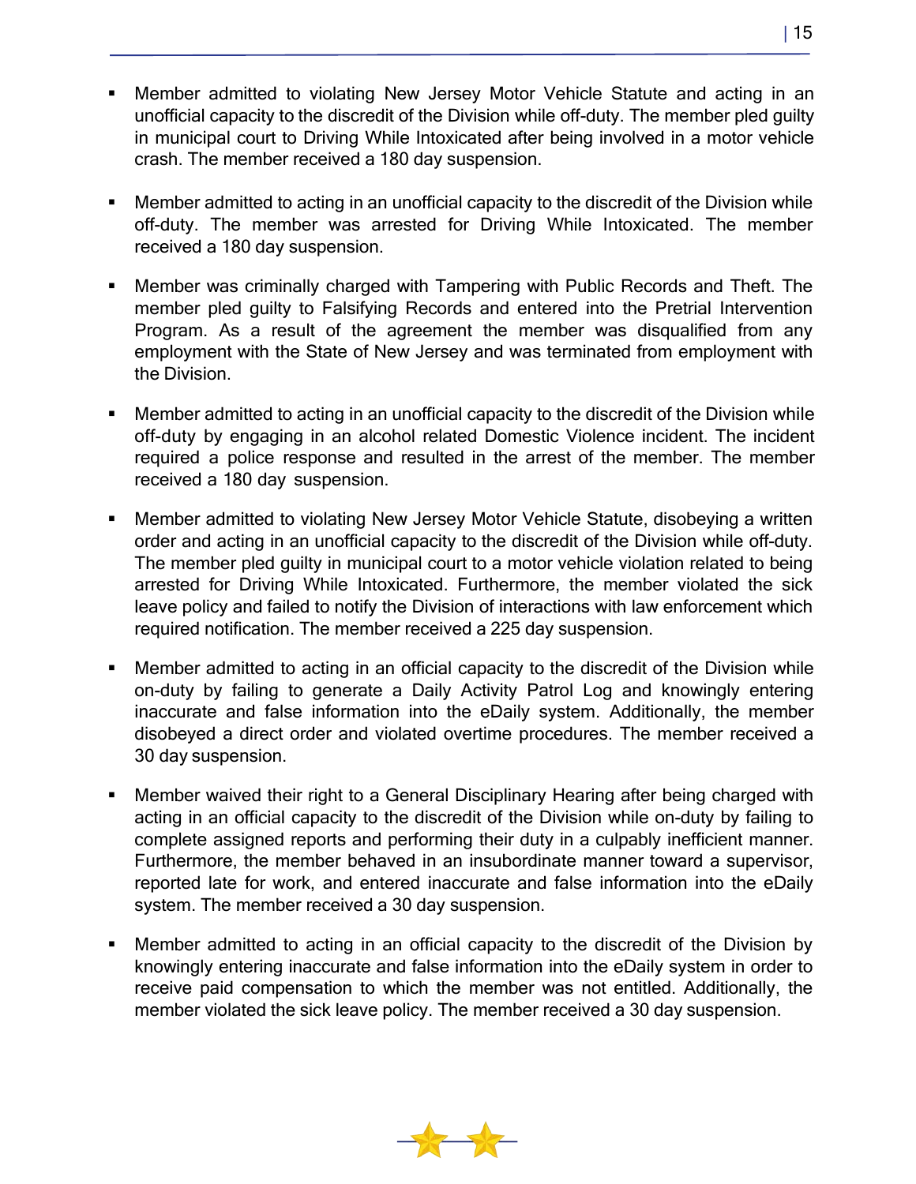- Member admitted to violating New Jersey Motor Vehicle Statute and acting in an unofficial capacity to the discredit of the Division while off-duty. The member pled guilty in municipal court to Driving While Intoxicated after being involved in a motor vehicle crash. The member received a 180 day suspension.

- Member admitted to acting in an unofficial capacity to the discredit of the Division while off-duty. The member was arrested for Driving While Intoxicated. The member received a 180 day suspension.

- Member was criminally charged with Tampering with Public Records and Theft. The member pled guilty to Falsifying Records and entered into the Pretrial Intervention Program. As a result of the agreement the member was disqualified from any employment with the State of New Jersey and was terminated from employment with the Division.

- Member admitted to acting in an unofficial capacity to the discredit of the Division while off-duty by engaging in an alcohol related Domestic Violence incident. The incident required a police response and resulted in the arrest of the member. The member received a 180 day suspension.

- Member admitted to violating New Jersey Motor Vehicle Statute, disobeying a written order and acting in an unofficial capacity to the discredit of the Division while off-duty. The member pled guilty in municipal court to a motor vehicle violation related to being arrested for Driving While Intoxicated. Furthermore, the member violated the sick leave policy and failed to notify the Division of interactions with law enforcement which required notification. The member received a 225 day suspension.

- Member admitted to acting in an official capacity to the discredit of the Division while on-duty by failing to generate a Daily Activity Patrol Log and knowingly entering inaccurate and false information into the eDaily system. Additionally, the member disobeyed a direct order and violated overtime procedures. The member received a 30 day suspension.

- Member waived their right to a General Disciplinary Hearing after being charged with acting in an official capacity to the discredit of the Division while on-duty by failing to complete assigned reports and performing their duty in a culpably inefficient manner. Furthermore, the member behaved in an insubordinate manner toward a supervisor, reported late for work, and entered inaccurate and false information into the eDaily system. The member received a 30 day suspension.

- Member admitted to acting in an official capacity to the discredit of the Division by knowingly entering inaccurate and false information into the eDaily system in order to receive paid compensation to which the member was not entitled. Additionally, the member violated the sick leave policy. The member received a 30 day suspension.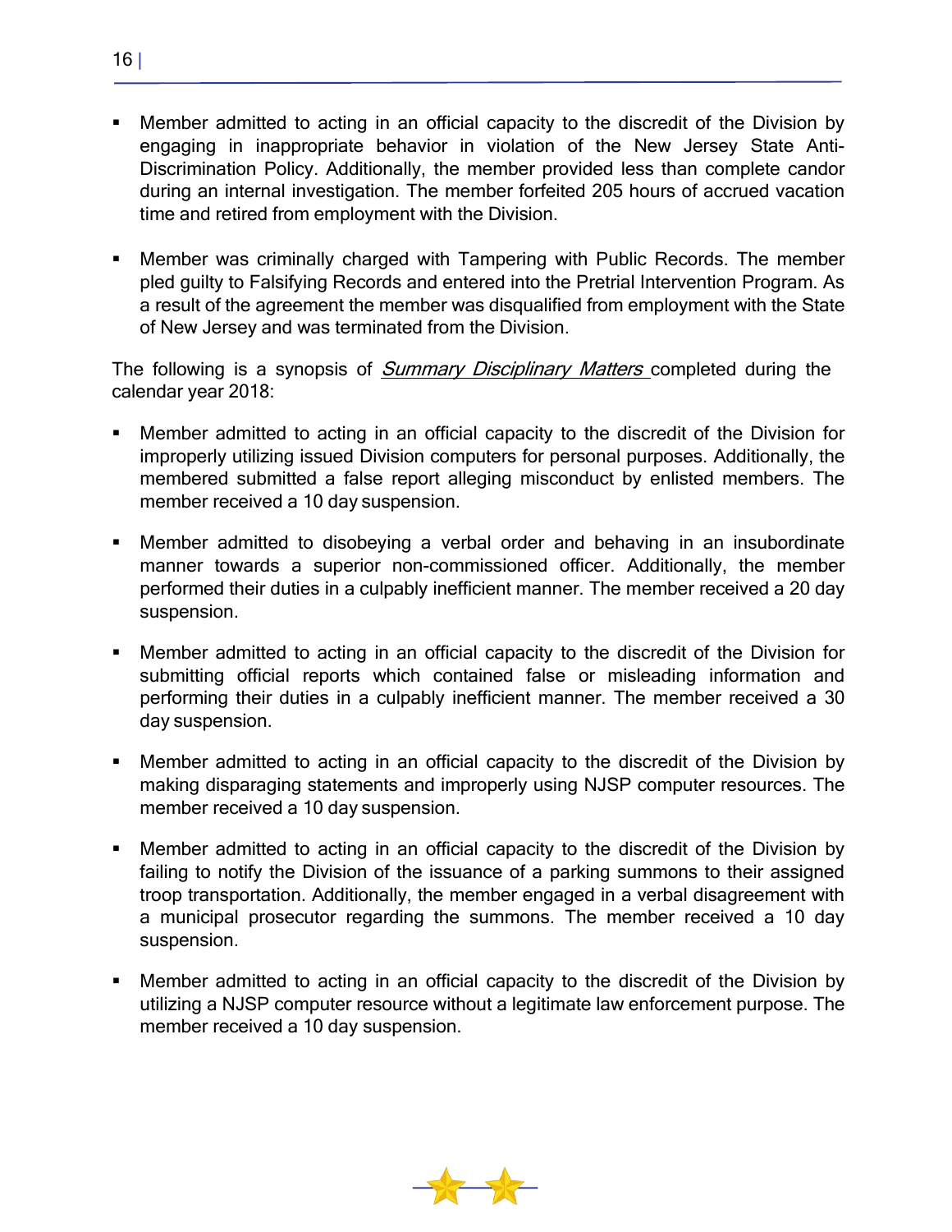- Member admitted to acting in an official capacity to the discredit of the Division by engaging in inappropriate behavior in violation of the New Jersey State Anti-Discrimination Policy. Additionally, the member provided less than complete candor during an internal investigation. The member forfeited 205 hours of accrued vacation time and retired from employment with the Division.

- Member was criminally charged with Tampering with Public Records. The member pled guilty to Falsifying Records and entered into the Pretrial Intervention Program. As a result of the agreement the member was disqualified from employment with the State of New Jersey and was terminated from the Division.

The following is a synopsis of *Summary Disciplinary Matters* completed during the calendar year 2018:

- Member admitted to acting in an official capacity to the discredit of the Division for improperly utilizing issued Division computers for personal purposes. Additionally, the membered submitted a false report alleging misconduct by enlisted members. The member received a 10 day suspension.

- Member admitted to disobeying a verbal order and behaving in an insubordinate manner towards a superior non-commissioned officer. Additionally, the member performed their duties in a culpably inefficient manner. The member received a 20 day suspension.

- Member admitted to acting in an official capacity to the discredit of the Division for submitting official reports which contained false or misleading information and performing their duties in a culpably inefficient manner. The member received a 30 day suspension.

- Member admitted to acting in an official capacity to the discredit of the Division by making disparaging statements and improperly using NJSP computer resources. The member received a 10 day suspension.

- Member admitted to acting in an official capacity to the discredit of the Division by failing to notify the Division of the issuance of a parking summons to their assigned troop transportation. Additionally, the member engaged in a verbal disagreement with a municipal prosecutor regarding the summons. The member received a 10 day suspension.

- Member admitted to acting in an official capacity to the discredit of the Division by utilizing a NJSP computer resource without a legitimate law enforcement purpose. The member received a 10 day suspension.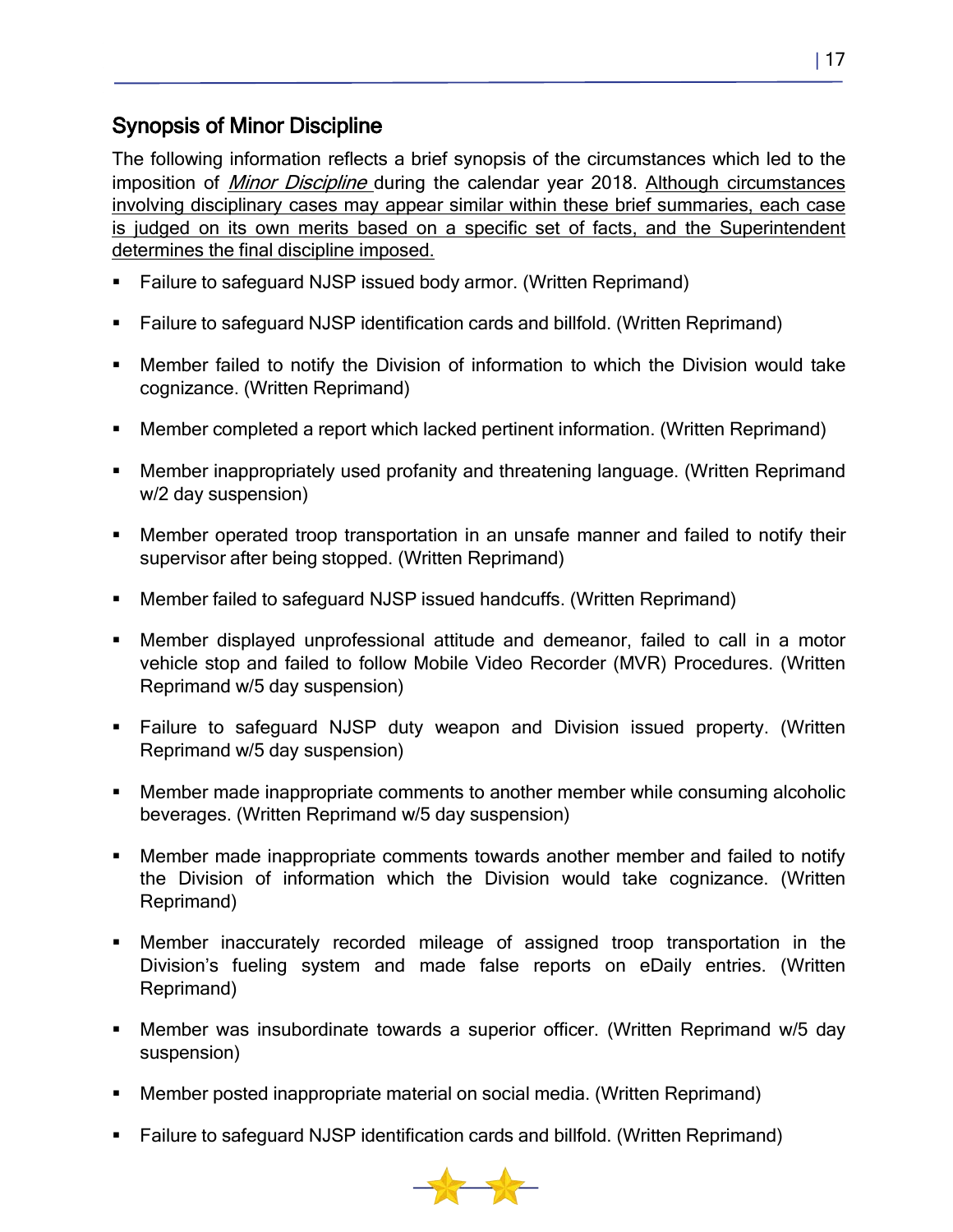## Synopsis of Minor Discipline

The following information reflects a brief synopsis of the circumstances which led to the imposition of *Minor Discipline* during the calendar year 2018. Although circumstances involving disciplinary cases may appear similar within these brief summaries, each case is judged on its own merits based on a specific set of facts, and the Superintendent determines the final discipline imposed.

- Failure to safeguard NJSP issued body armor. (Written Reprimand)
- Failure to safeguard NJSP identification cards and billfold. (Written Reprimand)
- Member failed to notify the Division of information to which the Division would take cognizance. (Written Reprimand)
- Member completed a report which lacked pertinent information. (Written Reprimand)
- Member inappropriately used profanity and threatening language. (Written Reprimand w/2 day suspension)
- Member operated troop transportation in an unsafe manner and failed to notify their supervisor after being stopped. (Written Reprimand)
- Member failed to safeguard NJSP issued handcuffs. (Written Reprimand)
- Member displayed unprofessional attitude and demeanor, failed to call in a motor vehicle stop and failed to follow Mobile Video Recorder (MVR) Procedures. (Written Reprimand w/5 day suspension)
- Failure to safeguard NJSP duty weapon and Division issued property. (Written Reprimand w/5 day suspension)
- Member made inappropriate comments to another member while consuming alcoholic beverages. (Written Reprimand w/5 day suspension)
- Member made inappropriate comments towards another member and failed to notify the Division of information which the Division would take cognizance. (Written Reprimand)
- Member inaccurately recorded mileage of assigned troop transportation in the Division's fueling system and made false reports on eDaily entries. (Written Reprimand)
- Member was insubordinate towards a superior officer. (Written Reprimand w/5 day suspension)
- Member posted inappropriate material on social media. (Written Reprimand)
- Failure to safeguard NJSP identification cards and billfold. (Written Reprimand)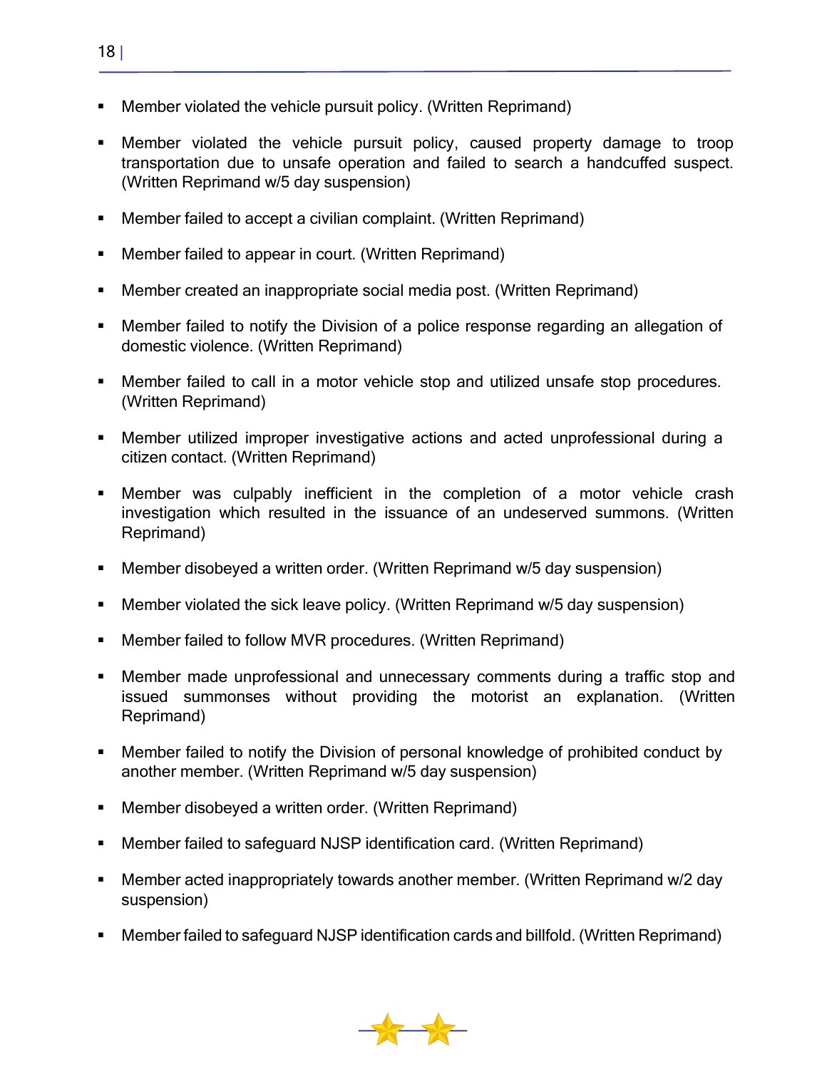- Member violated the vehicle pursuit policy. (Written Reprimand)
- Member violated the vehicle pursuit policy, caused property damage to troop transportation due to unsafe operation and failed to search a handcuffed suspect. (Written Reprimand w/5 day suspension)
- Member failed to accept a civilian complaint. (Written Reprimand)
- Member failed to appear in court. (Written Reprimand)
- Member created an inappropriate social media post. (Written Reprimand)
- Member failed to notify the Division of a police response regarding an allegation of domestic violence. (Written Reprimand)
- Member failed to call in a motor vehicle stop and utilized unsafe stop procedures. (Written Reprimand)
- Member utilized improper investigative actions and acted unprofessional during a citizen contact. (Written Reprimand)
- Member was culpably inefficient in the completion of a motor vehicle crash investigation which resulted in the issuance of an undeserved summons. (Written Reprimand)
- Member disobeyed a written order. (Written Reprimand w/5 day suspension)
- Member violated the sick leave policy. (Written Reprimand w/5 day suspension)
- Member failed to follow MVR procedures. (Written Reprimand)
- Member made unprofessional and unnecessary comments during a traffic stop and issued summonses without providing the motorist an explanation. (Written Reprimand)
- Member failed to notify the Division of personal knowledge of prohibited conduct by another member. (Written Reprimand w/5 day suspension)
- Member disobeyed a written order. (Written Reprimand)
- Member failed to safeguard NJSP identification card. (Written Reprimand)
- Member acted inappropriately towards another member. (Written Reprimand w/2 day suspension)
- Member failed to safeguard NJSP identification cards and billfold. (Written Reprimand)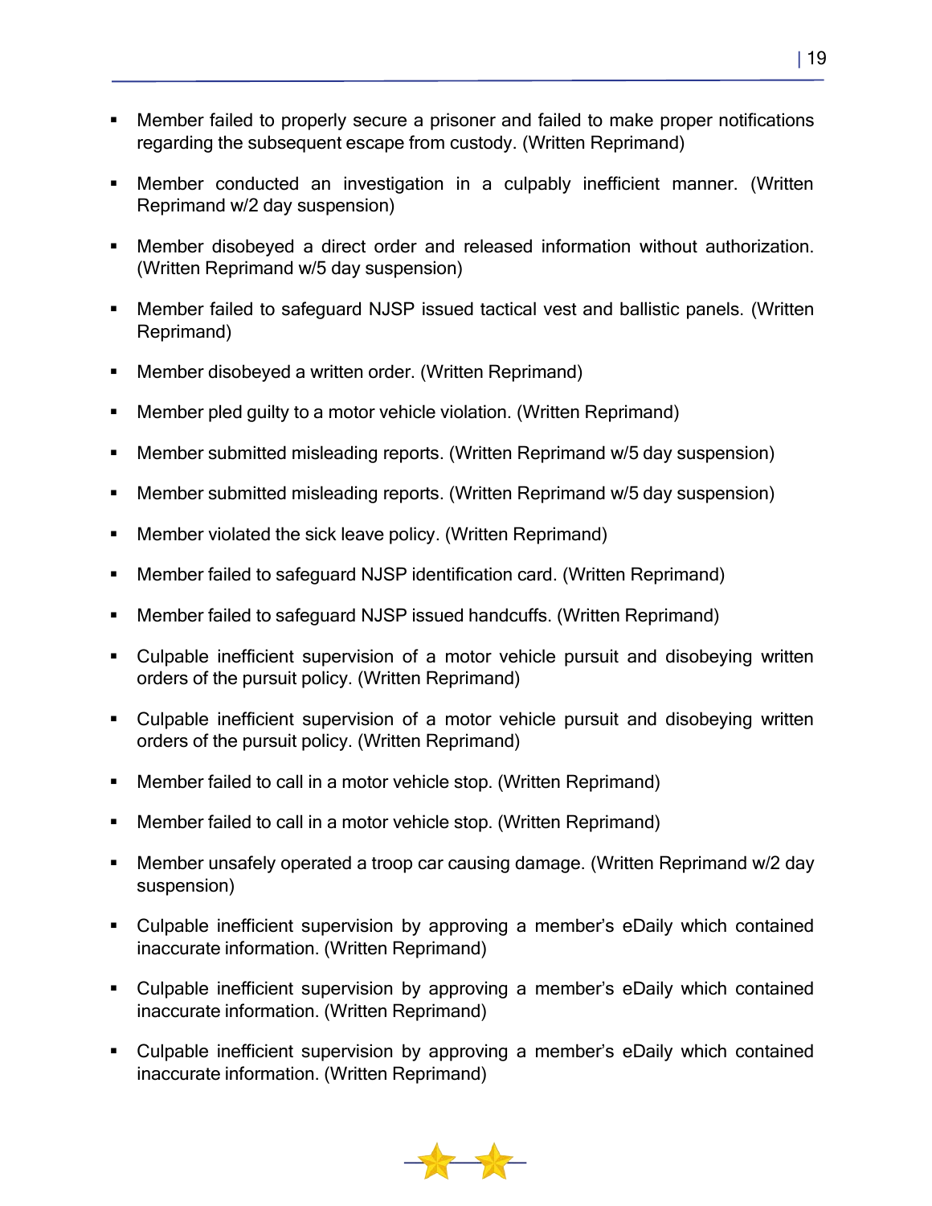- Member failed to properly secure a prisoner and failed to make proper notifications regarding the subsequent escape from custody. (Written Reprimand)
- Member conducted an investigation in a culpably inefficient manner. (Written Reprimand w/2 day suspension)
- Member disobeyed a direct order and released information without authorization. (Written Reprimand w/5 day suspension)
- Member failed to safeguard NJSP issued tactical vest and ballistic panels. (Written Reprimand)
- Member disobeyed a written order. (Written Reprimand)
- Member pled guilty to a motor vehicle violation. (Written Reprimand)
- Member submitted misleading reports. (Written Reprimand w/5 day suspension)
- Member submitted misleading reports. (Written Reprimand w/5 day suspension)
- Member violated the sick leave policy. (Written Reprimand)
- Member failed to safeguard NJSP identification card. (Written Reprimand)
- Member failed to safeguard NJSP issued handcuffs. (Written Reprimand)
- Culpable inefficient supervision of a motor vehicle pursuit and disobeying written orders of the pursuit policy. (Written Reprimand)
- Culpable inefficient supervision of a motor vehicle pursuit and disobeying written orders of the pursuit policy. (Written Reprimand)
- Member failed to call in a motor vehicle stop. (Written Reprimand)
- Member failed to call in a motor vehicle stop. (Written Reprimand)
- Member unsafely operated a troop car causing damage. (Written Reprimand w/2 day suspension)
- Culpable inefficient supervision by approving a member's eDaily which contained inaccurate information. (Written Reprimand)
- Culpable inefficient supervision by approving a member's eDaily which contained inaccurate information. (Written Reprimand)
- Culpable inefficient supervision by approving a member's eDaily which contained inaccurate information. (Written Reprimand)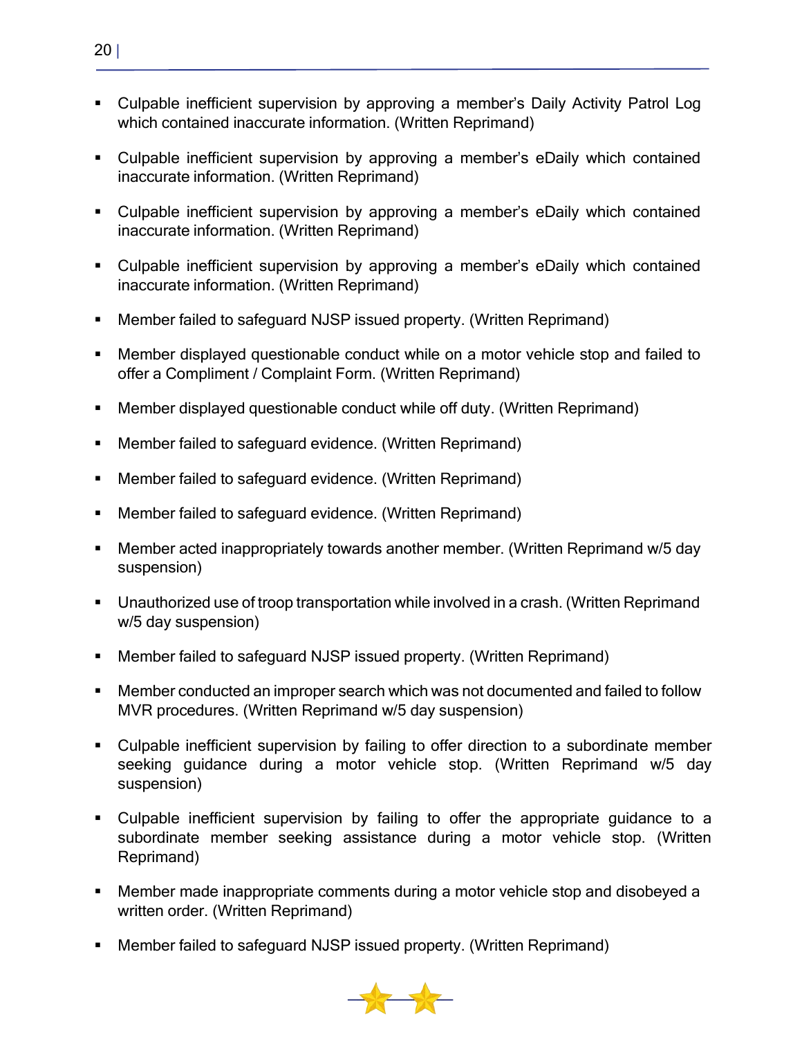- Culpable inefficient supervision by approving a member's Daily Activity Patrol Log which contained inaccurate information. (Written Reprimand)

- Culpable inefficient supervision by approving a member's eDaily which contained inaccurate information. (Written Reprimand)

- Culpable inefficient supervision by approving a member's eDaily which contained inaccurate information. (Written Reprimand)

- Culpable inefficient supervision by approving a member's eDaily which contained inaccurate information. (Written Reprimand)

- Member failed to safeguard NJSP issued property. (Written Reprimand)

- Member displayed questionable conduct while on a motor vehicle stop and failed to offer a Compliment / Complaint Form. (Written Reprimand)

- Member displayed questionable conduct while off duty. (Written Reprimand)

- Member failed to safeguard evidence. (Written Reprimand)

- Member failed to safeguard evidence. (Written Reprimand)

- Member failed to safeguard evidence. (Written Reprimand)

- Member acted inappropriately towards another member. (Written Reprimand w/5 day suspension)

- Unauthorized use of troop transportation while involved in a crash. (Written Reprimand w/5 day suspension)

- Member failed to safeguard NJSP issued property. (Written Reprimand)

- Member conducted an improper search which was not documented and failed to follow MVR procedures. (Written Reprimand w/5 day suspension)

- Culpable inefficient supervision by failing to offer direction to a subordinate member seeking guidance during a motor vehicle stop. (Written Reprimand w/5 day suspension)

- Culpable inefficient supervision by failing to offer the appropriate guidance to a subordinate member seeking assistance during a motor vehicle stop. (Written Reprimand)

- Member made inappropriate comments during a motor vehicle stop and disobeyed a written order. (Written Reprimand)

- Member failed to safeguard NJSP issued property. (Written Reprimand)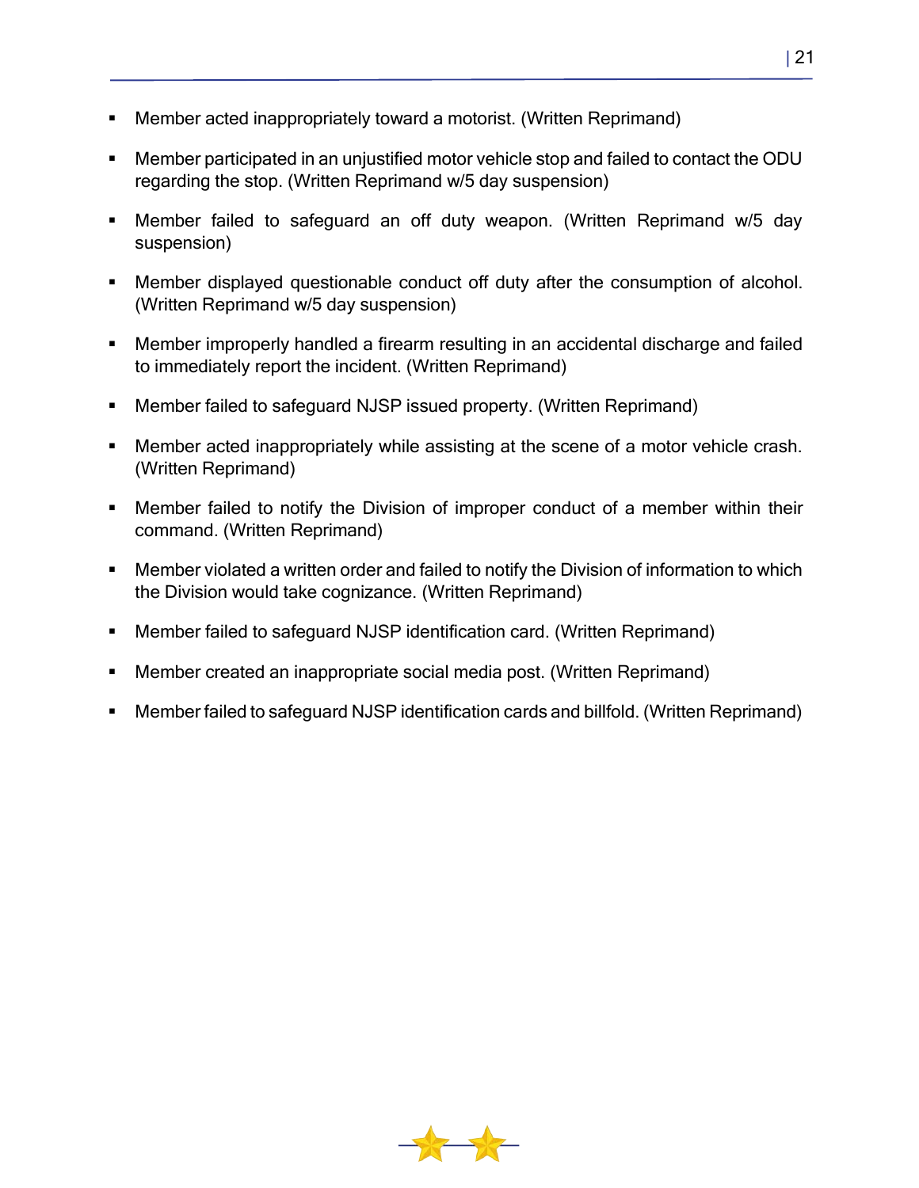- Member acted inappropriately toward a motorist. (Written Reprimand)
- Member participated in an unjustified motor vehicle stop and failed to contact the ODU regarding the stop. (Written Reprimand w/5 day suspension)
- Member failed to safeguard an off duty weapon. (Written Reprimand w/5 day suspension)
- Member displayed questionable conduct off duty after the consumption of alcohol. (Written Reprimand w/5 day suspension)
- Member improperly handled a firearm resulting in an accidental discharge and failed to immediately report the incident. (Written Reprimand)
- Member failed to safeguard NJSP issued property. (Written Reprimand)
- Member acted inappropriately while assisting at the scene of a motor vehicle crash. (Written Reprimand)
- Member failed to notify the Division of improper conduct of a member within their command. (Written Reprimand)
- Member violated a written order and failed to notify the Division of information to which the Division would take cognizance. (Written Reprimand)
- Member failed to safeguard NJSP identification card. (Written Reprimand)
- Member created an inappropriate social media post. (Written Reprimand)
- Member failed to safeguard NJSP identification cards and billfold. (Written Reprimand)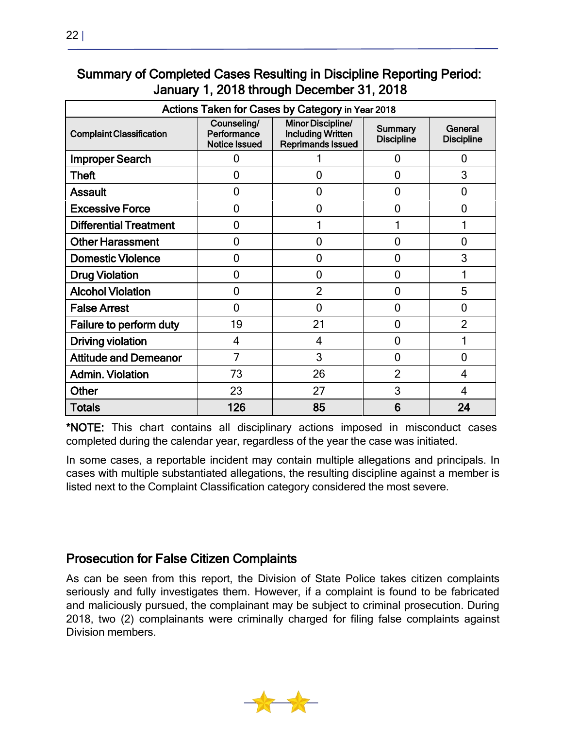## Summary of Completed Cases Resulting in Discipline Reporting Period: January 1, 2018 through December 31, 2018

| Actions Taken for Cases by Category in Year 2018 | | | | |
|---|---|---|---|---|
| Complaint Classification | Counseling/ Performance Notice Issued | Minor Discipline/ Including Written Reprimands Issued | Summary Discipline | General Discipline |
| Improper Search | 0 | 1 | 0 | 0 |
| Theft | 0 | 0 | 0 | 3 |
| Assault | 0 | 0 | 0 | 0 |
| Excessive Force | 0 | 0 | 0 | 0 |
| Differential Treatment | 0 | 1 | 1 | 1 |
| Other Harassment | 0 | 0 | 0 | 0 |
| Domestic Violence | 0 | 0 | 0 | 3 |
| Drug Violation | 0 | 0 | 0 | 1 |
| Alcohol Violation | 0 | 2 | 0 | 5 |
| False Arrest | 0 | 0 | 0 | 0 |
| Failure to perform duty | 19 | 21 | 0 | 2 |
| Driving violation | 4 | 4 | 0 | 1 |
| Attitude and Demeanor | 7 | 3 | 0 | 0 |
| Admin. Violation | 73 | 26 | 2 | 4 |
| Other | 23 | 27 | 3 | 4 |
| **Totals** | **126** | **85** | **6** | **24** |

***NOTE:** This chart contains all disciplinary actions imposed in misconduct cases completed during the calendar year, regardless of the year the case was initiated.

In some cases, a reportable incident may contain multiple allegations and principals. In cases with multiple substantiated allegations, the resulting discipline against a member is listed next to the Complaint Classification category considered the most severe.

## Prosecution for False Citizen Complaints

As can be seen from this report, the Division of State Police takes citizen complaints seriously and fully investigates them. However, if a complaint is found to be fabricated and maliciously pursued, the complainant may be subject to criminal prosecution. During 2018, two (2) complainants were criminally charged for filing false complaints against Division members.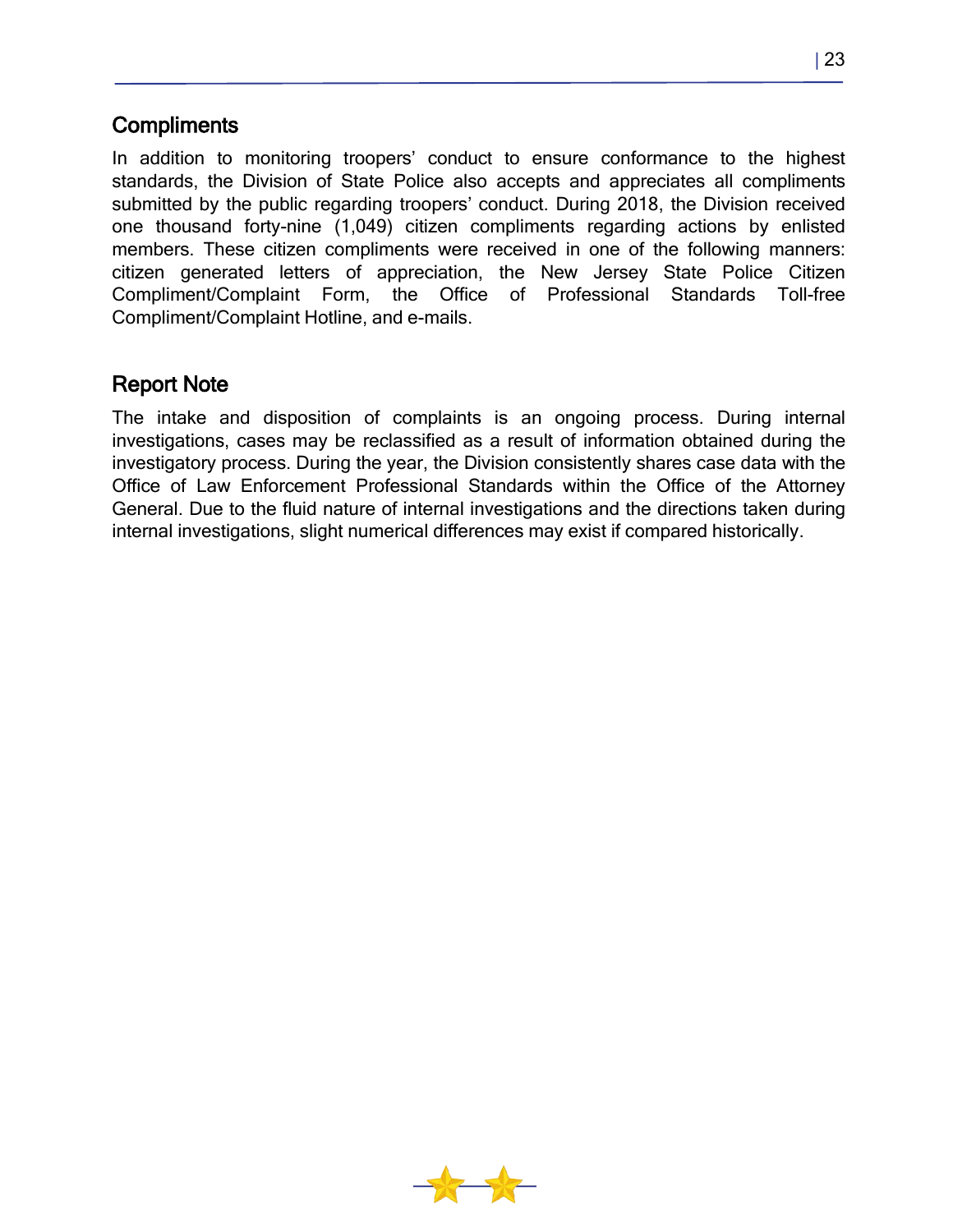## Compliments

In addition to monitoring troopers' conduct to ensure conformance to the highest standards, the Division of State Police also accepts and appreciates all compliments submitted by the public regarding troopers' conduct. During 2018, the Division received one thousand forty-nine (1,049) citizen compliments regarding actions by enlisted members. These citizen compliments were received in one of the following manners: citizen generated letters of appreciation, the New Jersey State Police Citizen Compliment/Complaint Form, the Office of Professional Standards Toll-free Compliment/Complaint Hotline, and e-mails.

## Report Note

The intake and disposition of complaints is an ongoing process. During internal investigations, cases may be reclassified as a result of information obtained during the investigatory process. During the year, the Division consistently shares case data with the Office of Law Enforcement Professional Standards within the Office of the Attorney General. Due to the fluid nature of internal investigations and the directions taken during internal investigations, slight numerical differences may exist if compared historically.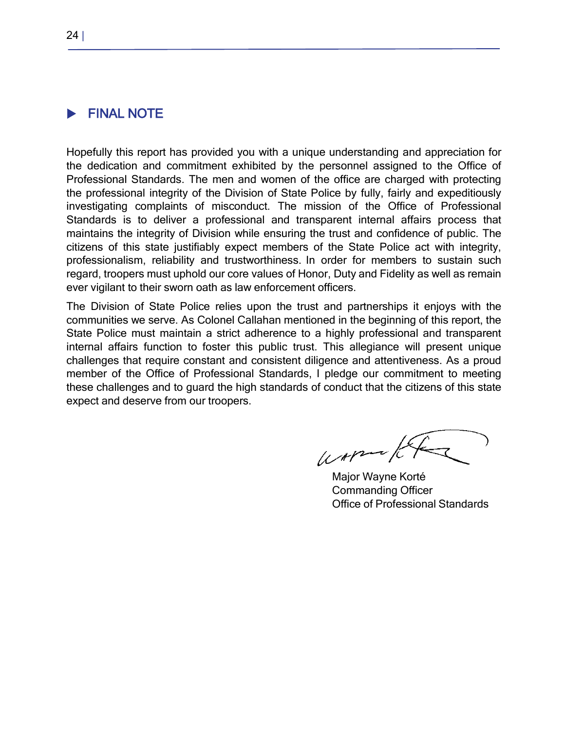## FINAL NOTE

Hopefully this report has provided you with a unique understanding and appreciation for the dedication and commitment exhibited by the personnel assigned to the Office of Professional Standards. The men and women of the office are charged with protecting the professional integrity of the Division of State Police by fully, fairly and expeditiously investigating complaints of misconduct. The mission of the Office of Professional Standards is to deliver a professional and transparent internal affairs process that maintains the integrity of Division while ensuring the trust and confidence of public. The citizens of this state justifiably expect members of the State Police act with integrity, professionalism, reliability and trustworthiness. In order for members to sustain such regard, troopers must uphold our core values of Honor, Duty and Fidelity as well as remain ever vigilant to their sworn oath as law enforcement officers.

The Division of State Police relies upon the trust and partnerships it enjoys with the communities we serve. As Colonel Callahan mentioned in the beginning of this report, the State Police must maintain a strict adherence to a highly professional and transparent internal affairs function to foster this public trust. This allegiance will present unique challenges that require constant and consistent diligence and attentiveness. As a proud member of the Office of Professional Standards, I pledge our commitment to meeting these challenges and to guard the high standards of conduct that the citizens of this state expect and deserve from our troopers.

Major Wayne Korté
Commanding Officer
Office of Professional Standards